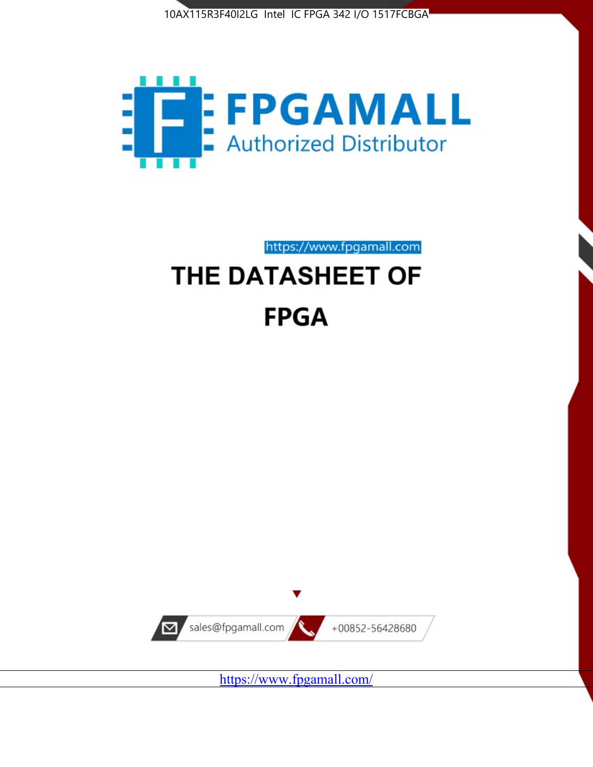10AX115R3F40I2LG Intel IC FPGA 342 I/O 1517FCBGA

# FPGAMALL

Authorized Distributor

https://www.fpgamall.com

# THE DATASHEET OF

# FPGA

sales@fpgamall.com

+00852-56428680

https://www.fpgamall.com/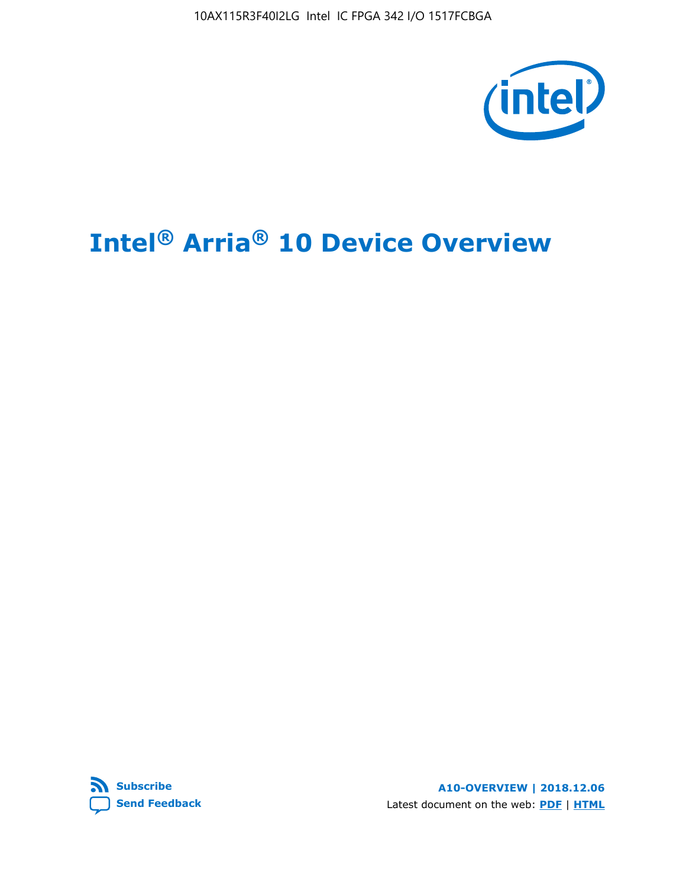# Intel® Arria® 10 Device Overview

**A10-OVERVIEW | 2018.12.06**

Latest document on the web: **PDF** | **HTML**

**Subscribe**

**Send Feedback**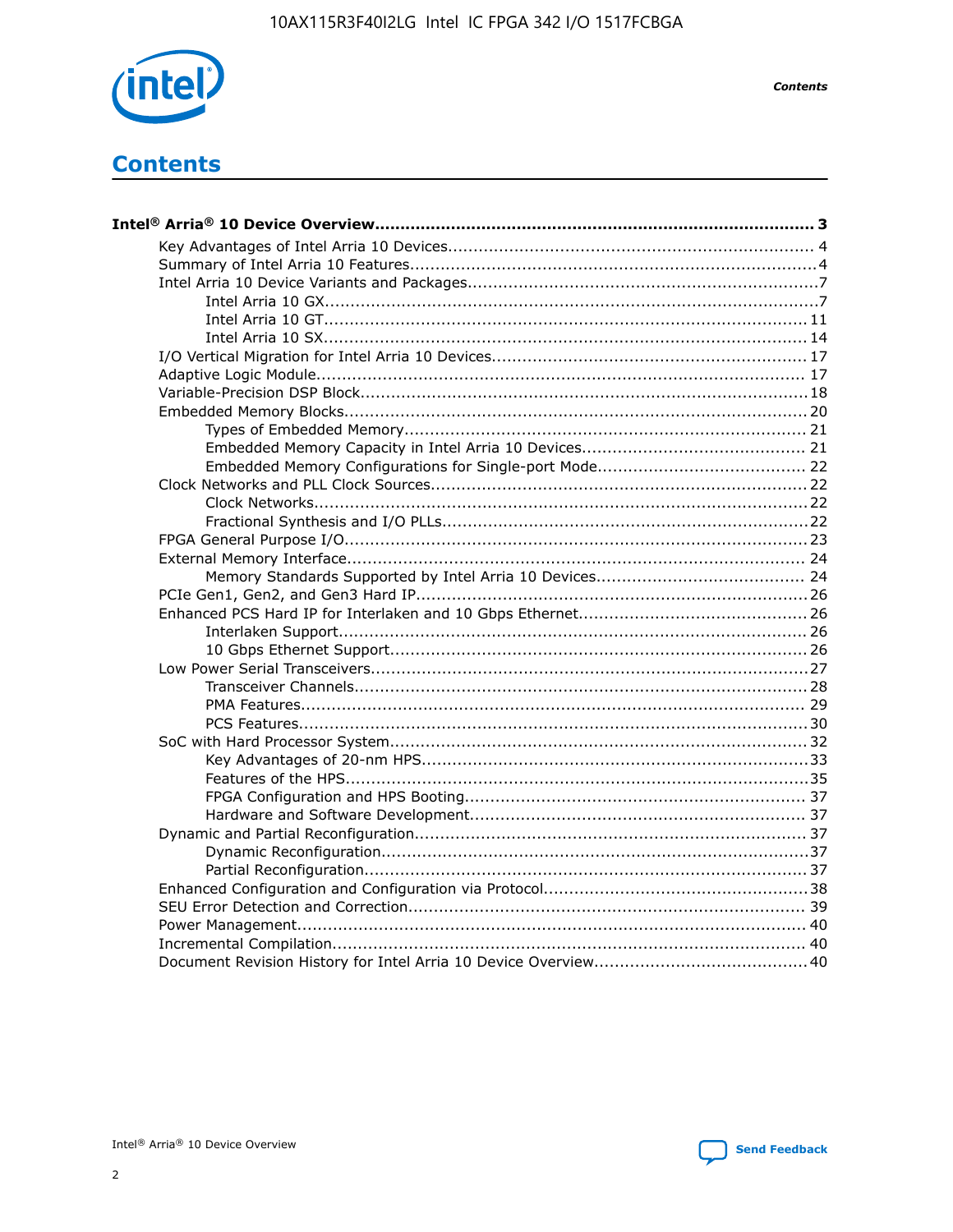# Contents

**Intel® Arria® 10 Device Overview....................................................................................... 3**

- Key Advantages of Intel Arria 10 Devices........................................................................ 4
- Summary of Intel Arria 10 Features................................................................................4
- Intel Arria 10 Device Variants and Packages....................................................................7
  - Intel Arria 10 GX................................................................................................7
  - Intel Arria 10 GT.............................................................................................. 11
  - Intel Arria 10 SX.............................................................................................. 14
- I/O Vertical Migration for Intel Arria 10 Devices............................................................. 17
- Adaptive Logic Module................................................................................................ 17
- Variable-Precision DSP Block.......................................................................................18
- Embedded Memory Blocks.......................................................................................... 20
  - Types of Embedded Memory............................................................................... 21
  - Embedded Memory Capacity in Intel Arria 10 Devices............................................ 21
  - Embedded Memory Configurations for Single-port Mode......................................... 22
- Clock Networks and PLL Clock Sources......................................................................... 22
  - Clock Networks.................................................................................................22
  - Fractional Synthesis and I/O PLLs.......................................................................22
- FPGA General Purpose I/O.......................................................................................... 23
- External Memory Interface.......................................................................................... 24
  - Memory Standards Supported by Intel Arria 10 Devices......................................... 24
- PCIe Gen1, Gen2, and Gen3 Hard IP............................................................................ 26
- Enhanced PCS Hard IP for Interlaken and 10 Gbps Ethernet............................................ 26
  - Interlaken Support........................................................................................... 26
  - 10 Gbps Ethernet Support.................................................................................. 26
- Low Power Serial Transceivers.....................................................................................27
  - Transceiver Channels........................................................................................ 28
  - PMA Features.................................................................................................. 29
  - PCS Features...................................................................................................30
- SoC with Hard Processor System................................................................................. 32
  - Key Advantages of 20-nm HPS........................................................................... 33
  - Features of the HPS..........................................................................................35
  - FPGA Configuration and HPS Booting.................................................................. 37
  - Hardware and Software Development................................................................. 37
- Dynamic and Partial Reconfiguration............................................................................ 37
  - Dynamic Reconfiguration...................................................................................37
  - Partial Reconfiguration......................................................................................37
- Enhanced Configuration and Configuration via Protocol...................................................38
- SEU Error Detection and Correction............................................................................. 39
- Power Management.................................................................................................... 40
- Incremental Compilation............................................................................................. 40
- Document Revision History for Intel Arria 10 Device Overview.......................................... 40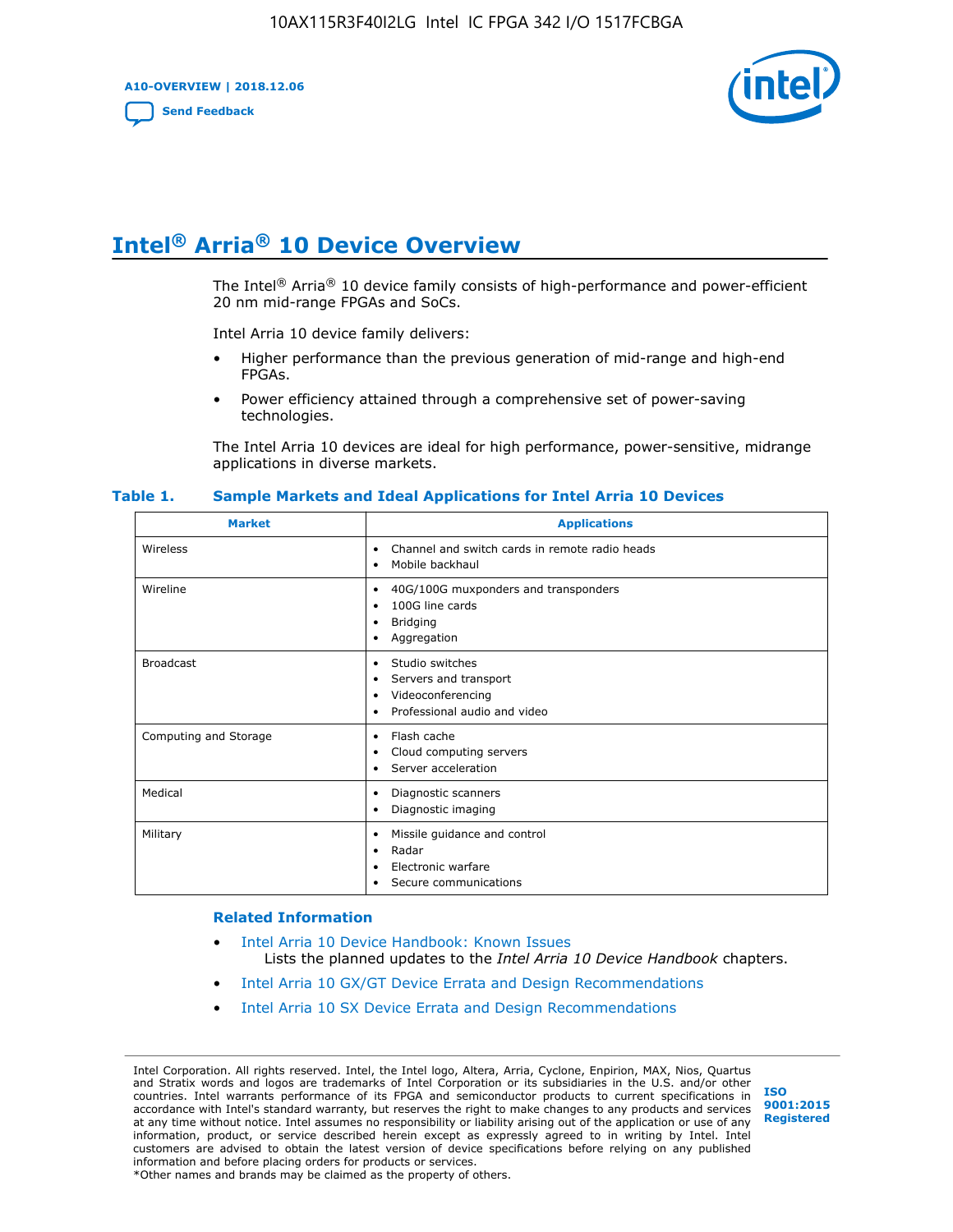# Intel® Arria® 10 Device Overview

The Intel® Arria® 10 device family consists of high-performance and power-efficient 20 nm mid-range FPGAs and SoCs.

Intel Arria 10 device family delivers:

- Higher performance than the previous generation of mid-range and high-end FPGAs.
- Power efficiency attained through a comprehensive set of power-saving technologies.

The Intel Arria 10 devices are ideal for high performance, power-sensitive, midrange applications in diverse markets.

**Table 1. Sample Markets and Ideal Applications for Intel Arria 10 Devices**

| Market | Applications |
| --- | --- |
| Wireless | • Channel and switch cards in remote radio heads<br>• Mobile backhaul |
| Wireline | • 40G/100G muxponders and transponders<br>• 100G line cards<br>• Bridging<br>• Aggregation |
| Broadcast | • Studio switches<br>• Servers and transport<br>• Videoconferencing<br>• Professional audio and video |
| Computing and Storage | • Flash cache<br>• Cloud computing servers<br>• Server acceleration |
| Medical | • Diagnostic scanners<br>• Diagnostic imaging |
| Military | • Missile guidance and control<br>• Radar<br>• Electronic warfare<br>• Secure communications |

### Related Information

- Intel Arria 10 Device Handbook: Known Issues
  Lists the planned updates to the *Intel Arria 10 Device Handbook* chapters.
- Intel Arria 10 GX/GT Device Errata and Design Recommendations
- Intel Arria 10 SX Device Errata and Design Recommendations

Intel Corporation. All rights reserved. Intel, the Intel logo, Altera, Arria, Cyclone, Enpirion, MAX, Nios, Quartus and Stratix words and logos are trademarks of Intel Corporation or its subsidiaries in the U.S. and/or other countries. Intel warrants performance of its FPGA and semiconductor products to current specifications in accordance with Intel's standard warranty, but reserves the right to make changes to any products and services at any time without notice. Intel assumes no responsibility or liability arising out of the application or use of any information, product, or service described herein except as expressly agreed to in writing by Intel. Intel customers are advised to obtain the latest version of device specifications before relying on any published information and before placing orders for products or services.
*Other names and brands may be claimed as the property of others.

ISO 9001:2015 Registered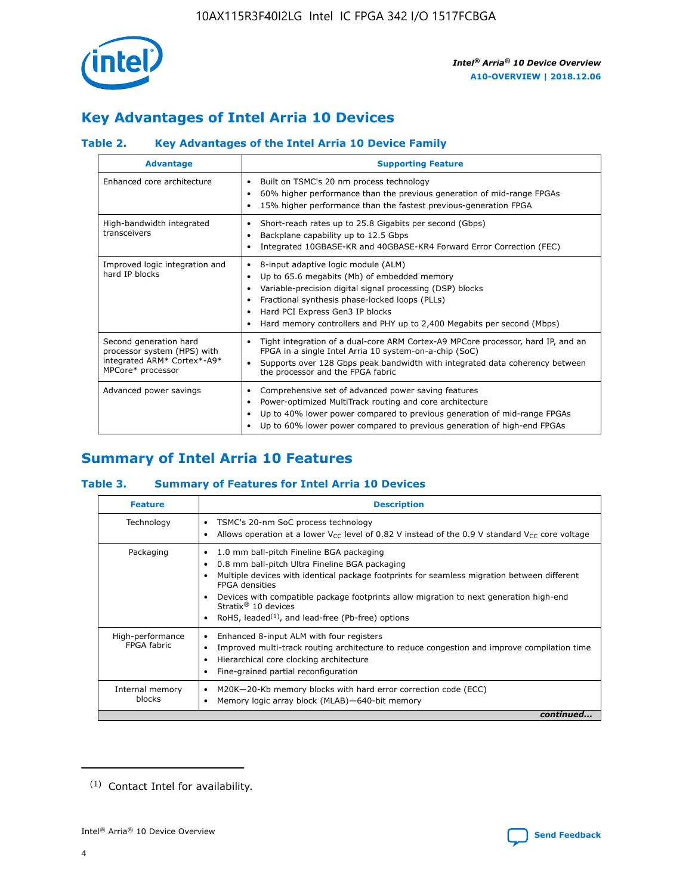# Key Advantages of Intel Arria 10 Devices

### Table 2. Key Advantages of the Intel Arria 10 Device Family

| Advantage | Supporting Feature |
|---|---|
| Enhanced core architecture | • Built on TSMC's 20 nm process technology<br>• 60% higher performance than the previous generation of mid-range FPGAs<br>• 15% higher performance than the fastest previous-generation FPGA |
| High-bandwidth integrated transceivers | • Short-reach rates up to 25.8 Gigabits per second (Gbps)<br>• Backplane capability up to 12.5 Gbps<br>• Integrated 10GBASE-KR and 40GBASE-KR4 Forward Error Correction (FEC) |
| Improved logic integration and hard IP blocks | • 8-input adaptive logic module (ALM)<br>• Up to 65.6 megabits (Mb) of embedded memory<br>• Variable-precision digital signal processing (DSP) blocks<br>• Fractional synthesis phase-locked loops (PLLs)<br>• Hard PCI Express Gen3 IP blocks<br>• Hard memory controllers and PHY up to 2,400 Megabits per second (Mbps) |
| Second generation hard processor system (HPS) with integrated ARM* Cortex*-A9* MPCore* processor | • Tight integration of a dual-core ARM Cortex-A9 MPCore processor, hard IP, and an FPGA in a single Intel Arria 10 system-on-a-chip (SoC)<br>• Supports over 128 Gbps peak bandwidth with integrated data coherency between the processor and the FPGA fabric |
| Advanced power savings | • Comprehensive set of advanced power saving features<br>• Power-optimized MultiTrack routing and core architecture<br>• Up to 40% lower power compared to previous generation of mid-range FPGAs<br>• Up to 60% lower power compared to previous generation of high-end FPGAs |

# Summary of Intel Arria 10 Features

### Table 3. Summary of Features for Intel Arria 10 Devices

| Feature | Description |
|---|---|
| Technology | • TSMC's 20-nm SoC process technology<br>• Allows operation at a lower $V_{CC}$ level of 0.82 V instead of the 0.9 V standard $V_{CC}$ core voltage |
| Packaging | • 1.0 mm ball-pitch Fineline BGA packaging<br>• 0.8 mm ball-pitch Ultra Fineline BGA packaging<br>• Multiple devices with identical package footprints for seamless migration between different FPGA densities<br>• Devices with compatible package footprints allow migration to next generation high-end Stratix® 10 devices<br>• RoHS, leaded(1), and lead-free (Pb-free) options |
| High-performance FPGA fabric | • Enhanced 8-input ALM with four registers<br>• Improved multi-track routing architecture to reduce congestion and improve compilation time<br>• Hierarchical core clocking architecture<br>• Fine-grained partial reconfiguration |
| Internal memory blocks | • M20K—20-Kb memory blocks with hard error correction code (ECC)<br>• Memory logic array block (MLAB)—640-bit memory |

*continued...*

(1) Contact Intel for availability.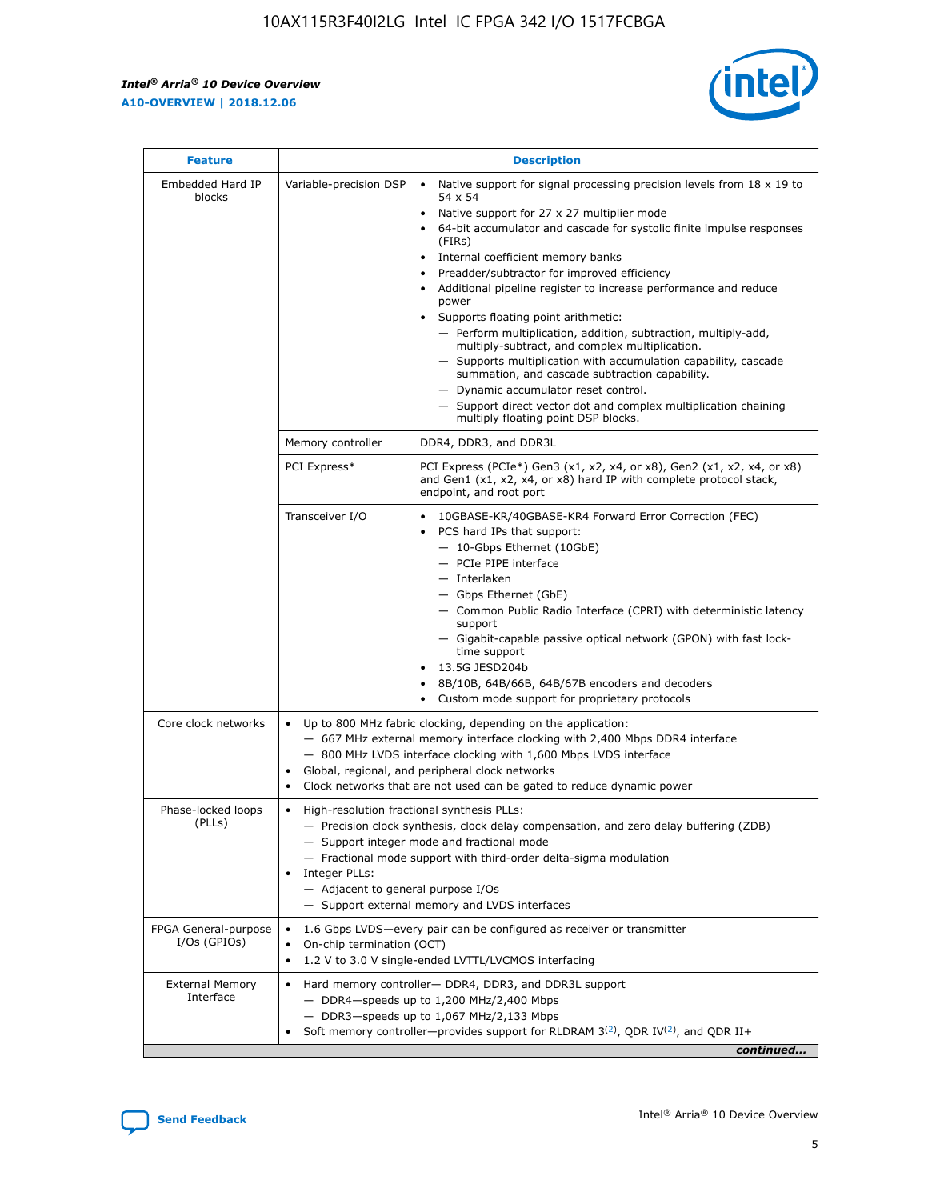| Feature | Description | |
|---|---|---|
| Embedded Hard IP blocks | Variable-precision DSP | • Native support for signal processing precision levels from 18 x 19 to 54 x 54<br>• Native support for 27 x 27 multiplier mode<br>• 64-bit accumulator and cascade for systolic finite impulse responses (FIRs)<br>• Internal coefficient memory banks<br>• Preadder/subtractor for improved efficiency<br>• Additional pipeline register to increase performance and reduce power<br>• Supports floating point arithmetic:<br>— Perform multiplication, addition, subtraction, multiply-add, multiply-subtract, and complex multiplication.<br>— Supports multiplication with accumulation capability, cascade summation, and cascade subtraction capability.<br>— Dynamic accumulator reset control.<br>— Support direct vector dot and complex multiplication chaining multiply floating point DSP blocks. |
| | Memory controller | DDR4, DDR3, and DDR3L |
| | PCI Express* | PCI Express (PCIe*) Gen3 (x1, x2, x4, or x8), Gen2 (x1, x2, x4, or x8) and Gen1 (x1, x2, x4, or x8) hard IP with complete protocol stack, endpoint, and root port |
| | Transceiver I/O | • 10GBASE-KR/40GBASE-KR4 Forward Error Correction (FEC)<br>• PCS hard IPs that support:<br>— 10-Gbps Ethernet (10GbE)<br>— PCIe PIPE interface<br>— Interlaken<br>— Gbps Ethernet (GbE)<br>— Common Public Radio Interface (CPRI) with deterministic latency support<br>— Gigabit-capable passive optical network (GPON) with fast lock-time support<br>• 13.5G JESD204b<br>• 8B/10B, 64B/66B, 64B/67B encoders and decoders<br>• Custom mode support for proprietary protocols |
| Core clock networks | • Up to 800 MHz fabric clocking, depending on the application:<br>— 667 MHz external memory interface clocking with 2,400 Mbps DDR4 interface<br>— 800 MHz LVDS interface clocking with 1,600 Mbps LVDS interface<br>• Global, regional, and peripheral clock networks<br>• Clock networks that are not used can be gated to reduce dynamic power | |
| Phase-locked loops (PLLs) | • High-resolution fractional synthesis PLLs:<br>— Precision clock synthesis, clock delay compensation, and zero delay buffering (ZDB)<br>— Support integer mode and fractional mode<br>— Fractional mode support with third-order delta-sigma modulation<br>• Integer PLLs:<br>— Adjacent to general purpose I/Os<br>— Support external memory and LVDS interfaces | |
| FPGA General-purpose I/Os (GPIOs) | • 1.6 Gbps LVDS—every pair can be configured as receiver or transmitter<br>• On-chip termination (OCT)<br>• 1.2 V to 3.0 V single-ended LVTTL/LVCMOS interfacing | |
| External Memory Interface | • Hard memory controller— DDR4, DDR3, and DDR3L support<br>— DDR4—speeds up to 1,200 MHz/2,400 Mbps<br>— DDR3—speeds up to 1,067 MHz/2,133 Mbps<br>• Soft memory controller—provides support for RLDRAM 3[(2)], QDR IV[(2)], and QDR II+ | |

*continued...*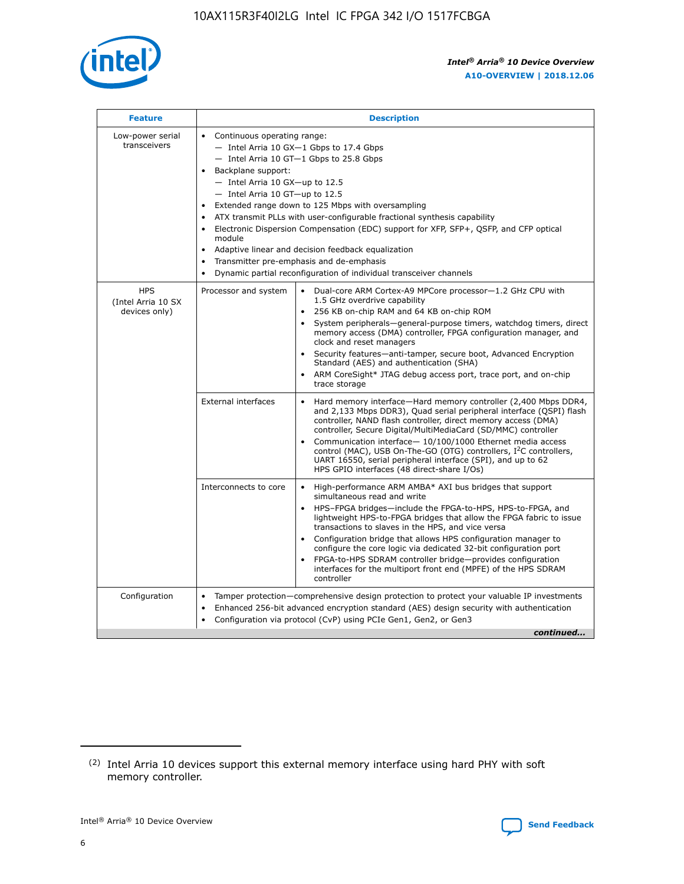| Feature | Description | |
|---|---|---|
| Low-power serial transceivers | • Continuous operating range:<br>— Intel Arria 10 GX—1 Gbps to 17.4 Gbps<br>— Intel Arria 10 GT—1 Gbps to 25.8 Gbps<br>• Backplane support:<br>— Intel Arria 10 GX—up to 12.5<br>— Intel Arria 10 GT—up to 12.5<br>• Extended range down to 125 Mbps with oversampling<br>• ATX transmit PLLs with user-configurable fractional synthesis capability<br>• Electronic Dispersion Compensation (EDC) support for XFP, SFP+, QSFP, and CFP optical module<br>• Adaptive linear and decision feedback equalization<br>• Transmitter pre-emphasis and de-emphasis<br>• Dynamic partial reconfiguration of individual transceiver channels | |
| HPS (Intel Arria 10 SX devices only) | Processor and system | • Dual-core ARM Cortex-A9 MPCore processor—1.2 GHz CPU with 1.5 GHz overdrive capability<br>• 256 KB on-chip RAM and 64 KB on-chip ROM<br>• System peripherals—general-purpose timers, watchdog timers, direct memory access (DMA) controller, FPGA configuration manager, and clock and reset managers<br>• Security features—anti-tamper, secure boot, Advanced Encryption Standard (AES) and authentication (SHA)<br>• ARM CoreSight* JTAG debug access port, trace port, and on-chip trace storage |
| | External interfaces | • Hard memory interface—Hard memory controller (2,400 Mbps DDR4, and 2,133 Mbps DDR3), Quad serial peripheral interface (QSPI) flash controller, NAND flash controller, direct memory access (DMA) controller, Secure Digital/MultiMediaCard (SD/MMC) controller<br>• Communication interface— 10/100/1000 Ethernet media access control (MAC), USB On-The-GO (OTG) controllers, I$^2$C controllers, UART 16550, serial peripheral interface (SPI), and up to 62 HPS GPIO interfaces (48 direct-share I/Os) |
| | Interconnects to core | • High-performance ARM AMBA* AXI bus bridges that support simultaneous read and write<br>• HPS–FPGA bridges—include the FPGA-to-HPS, HPS-to-FPGA, and lightweight HPS-to-FPGA bridges that allow the FPGA fabric to issue transactions to slaves in the HPS, and vice versa<br>• Configuration bridge that allows HPS configuration manager to configure the core logic via dedicated 32-bit configuration port<br>• FPGA-to-HPS SDRAM controller bridge—provides configuration interfaces for the multiport front end (MPFE) of the HPS SDRAM controller |
| Configuration | • Tamper protection—comprehensive design protection to protect your valuable IP investments<br>• Enhanced 256-bit advanced encryption standard (AES) design security with authentication<br>• Configuration via protocol (CvP) using PCIe Gen1, Gen2, or Gen3 | |

*continued...*

(2) Intel Arria 10 devices support this external memory interface using hard PHY with soft memory controller.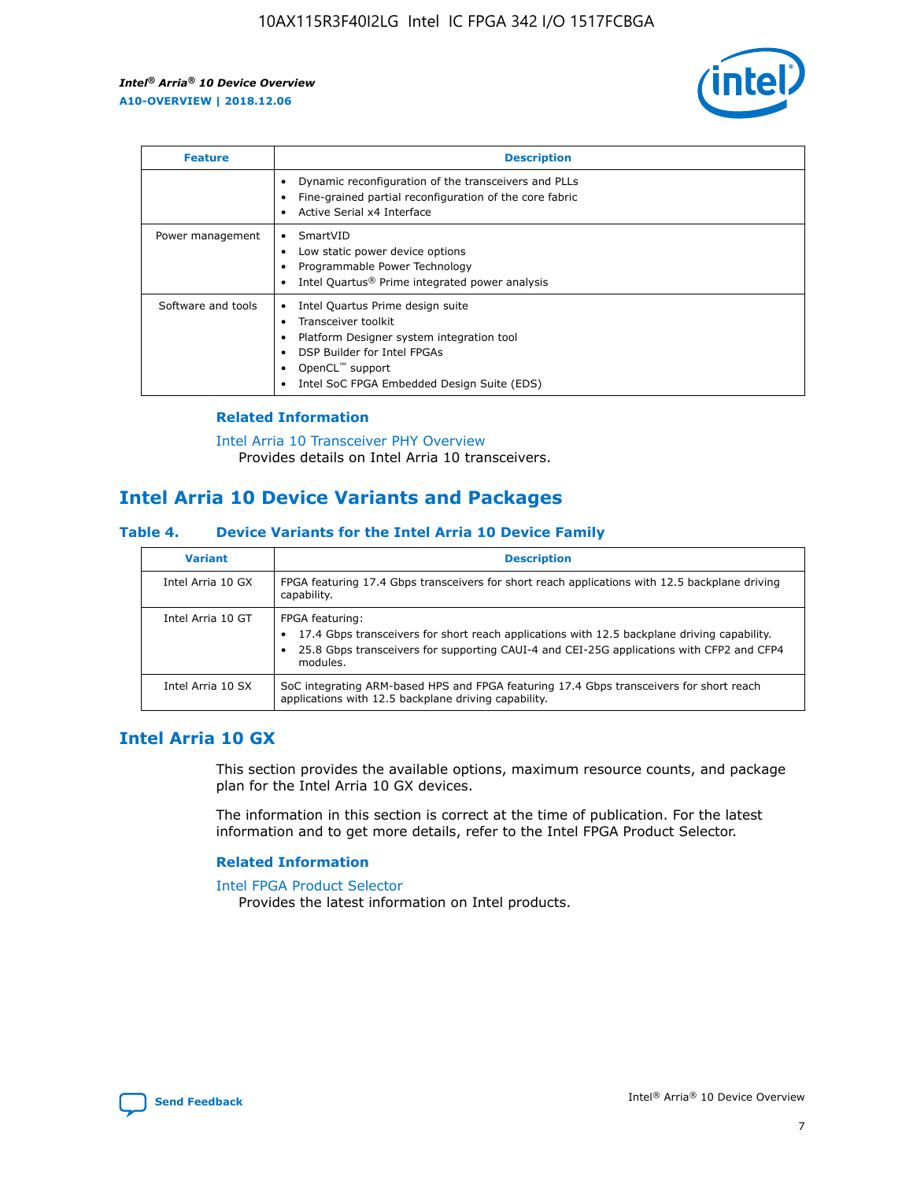| Feature | Description |
| --- | --- |
|  | • Dynamic reconfiguration of the transceivers and PLLs<br>• Fine-grained partial reconfiguration of the core fabric<br>• Active Serial x4 Interface |
| Power management | • SmartVID<br>• Low static power device options<br>• Programmable Power Technology<br>• Intel Quartus® Prime integrated power analysis |
| Software and tools | • Intel Quartus Prime design suite<br>• Transceiver toolkit<br>• Platform Designer system integration tool<br>• DSP Builder for Intel FPGAs<br>• OpenCL™ support<br>• Intel SoC FPGA Embedded Design Suite (EDS) |

### Related Information

Intel Arria 10 Transceiver PHY Overview
Provides details on Intel Arria 10 transceivers.

## Intel Arria 10 Device Variants and Packages

#### Table 4. Device Variants for the Intel Arria 10 Device Family

| Variant | Description |
| --- | --- |
| Intel Arria 10 GX | FPGA featuring 17.4 Gbps transceivers for short reach applications with 12.5 backplane driving capability. |
| Intel Arria 10 GT | FPGA featuring:<br>• 17.4 Gbps transceivers for short reach applications with 12.5 backplane driving capability.<br>• 25.8 Gbps transceivers for supporting CAUI-4 and CEI-25G applications with CFP2 and CFP4 modules. |
| Intel Arria 10 SX | SoC integrating ARM-based HPS and FPGA featuring 17.4 Gbps transceivers for short reach applications with 12.5 backplane driving capability. |

## Intel Arria 10 GX

This section provides the available options, maximum resource counts, and package plan for the Intel Arria 10 GX devices.

The information in this section is correct at the time of publication. For the latest information and to get more details, refer to the Intel FPGA Product Selector.

### Related Information

Intel FPGA Product Selector
Provides the latest information on Intel products.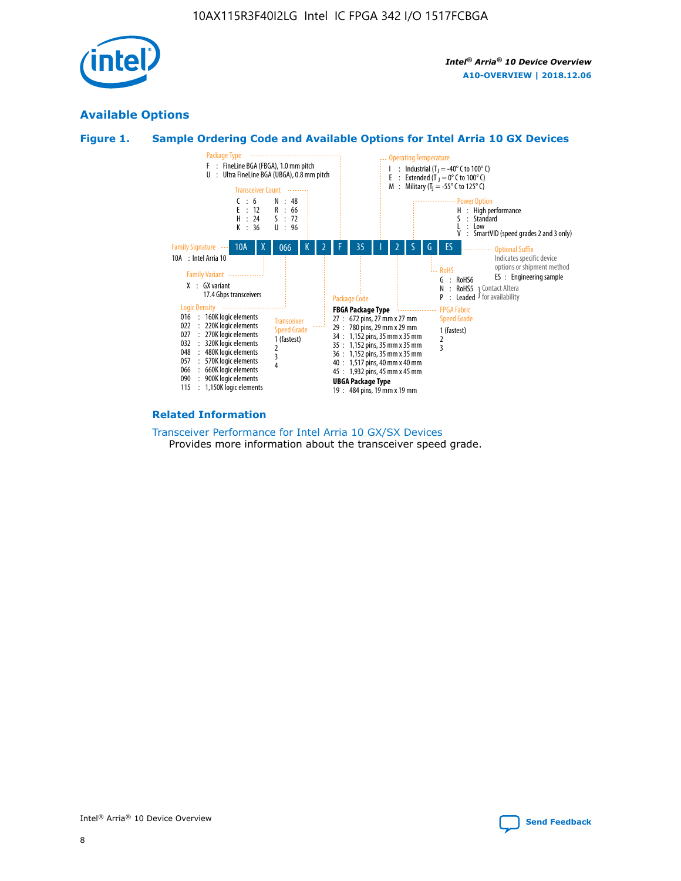## Available Options

### Figure 1. Sample Ordering Code and Available Options for Intel Arria 10 GX Devices

Sample ordering code: 10A X 066 K 2 F 35 I 2 S G ES

**Family Signature**
10A : Intel Arria 10

**Family Variant**
X : GX variant
17.4 Gbps transceivers

**Logic Density**
- 016 : 160K logic elements
- 022 : 220K logic elements
- 027 : 270K logic elements
- 032 : 320K logic elements
- 048 : 480K logic elements
- 057 : 570K logic elements
- 066 : 660K logic elements
- 090 : 900K logic elements
- 115 : 1,150K logic elements

**Transceiver Count**
- C : 6
- E : 12
- H : 24
- K : 36
- N : 48
- R : 66
- S : 72
- U : 96

**Transceiver Speed Grade**
1 (fastest)
2
3
4

**Package Type**
- F : FineLine BGA (FBGA), 1.0 mm pitch
- U : Ultra FineLine BGA (UBGA), 0.8 mm pitch

**Package Code**

**FBGA Package Type**
- 27 : 672 pins, 27 mm x 27 mm
- 29 : 780 pins, 29 mm x 29 mm
- 34 : 1,152 pins, 35 mm x 35 mm
- 35 : 1,152 pins, 35 mm x 35 mm
- 36 : 1,152 pins, 35 mm x 35 mm
- 40 : 1,517 pins, 40 mm x 40 mm
- 45 : 1,932 pins, 45 mm x 45 mm

**UBGA Package Type**
- 19 : 484 pins, 19 mm x 19 mm

**Operating Temperature**
- I : Industrial ($T_J$ = -40° C to 100° C)
- E : Extended ($T_J$ = 0° C to 100° C)
- M : Military ($T_J$ = -55° C to 125° C)

**FPGA Fabric Speed Grade**
1 (fastest)
2
3

**Power Option**
- H : High performance
- S : Standard
- L : Low
- V : SmartVID (speed grades 2 and 3 only)

**RoHS**
- G : RoHS6
- N : RoHS5 (Contact Altera for availability)
- P : Leaded (Contact Altera for availability)

**Optional Suffix**
Indicates specific device options or shipment method
ES : Engineering sample

### Related Information

Transceiver Performance for Intel Arria 10 GX/SX Devices
Provides more information about the transceiver speed grade.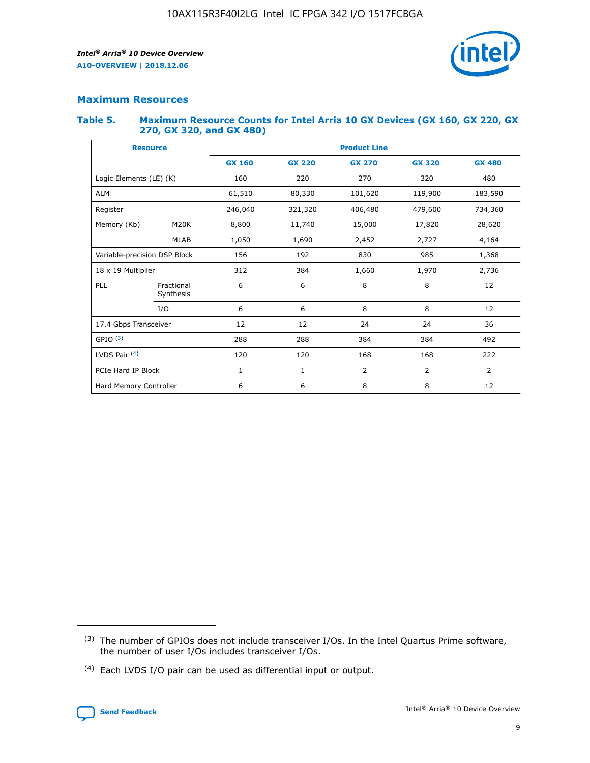## Maximum Resources

### Table 5. Maximum Resource Counts for Intel Arria 10 GX Devices (GX 160, GX 220, GX 270, GX 320, and GX 480)

| Resource | | Product Line | | | | |
|---|---|---|---|---|---|---|
| | | GX 160 | GX 220 | GX 270 | GX 320 | GX 480 |
| Logic Elements (LE) (K) | | 160 | 220 | 270 | 320 | 480 |
| ALM | | 61,510 | 80,330 | 101,620 | 119,900 | 183,590 |
| Register | | 246,040 | 321,320 | 406,480 | 479,600 | 734,360 |
| Memory (Kb) | M20K | 8,800 | 11,740 | 15,000 | 17,820 | 28,620 |
| | MLAB | 1,050 | 1,690 | 2,452 | 2,727 | 4,164 |
| Variable-precision DSP Block | | 156 | 192 | 830 | 985 | 1,368 |
| 18 x 19 Multiplier | | 312 | 384 | 1,660 | 1,970 | 2,736 |
| PLL | Fractional Synthesis | 6 | 6 | 8 | 8 | 12 |
| | I/O | 6 | 6 | 8 | 8 | 12 |
| 17.4 Gbps Transceiver | | 12 | 12 | 24 | 24 | 36 |
| GPIO (3) | | 288 | 288 | 384 | 384 | 492 |
| LVDS Pair (4) | | 120 | 120 | 168 | 168 | 222 |
| PCIe Hard IP Block | | 1 | 1 | 2 | 2 | 2 |
| Hard Memory Controller | | 6 | 6 | 8 | 8 | 12 |

(3) The number of GPIOs does not include transceiver I/Os. In the Intel Quartus Prime software, the number of user I/Os includes transceiver I/Os.

(4) Each LVDS I/O pair can be used as differential input or output.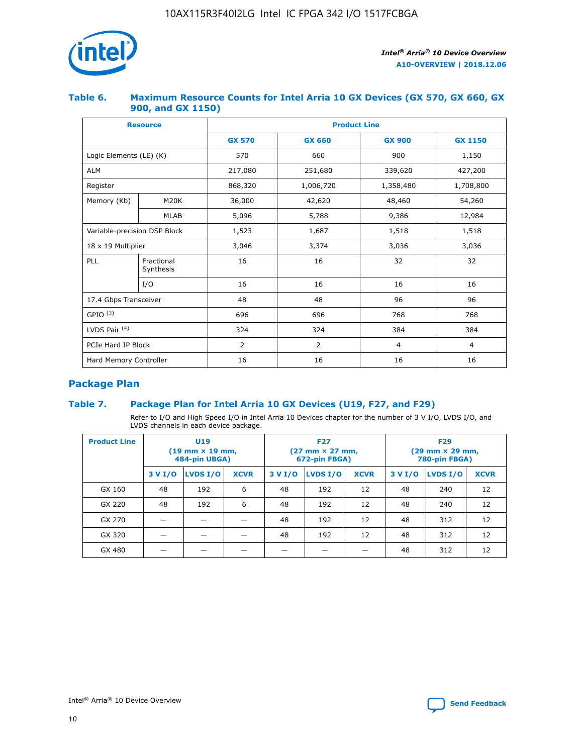### Table 6. Maximum Resource Counts for Intel Arria 10 GX Devices (GX 570, GX 660, GX 900, and GX 1150)

| Resource | | Product Line | | | |
|---|---|---|---|---|---|
| | | GX 570 | GX 660 | GX 900 | GX 1150 |
| Logic Elements (LE) (K) | | 570 | 660 | 900 | 1,150 |
| ALM | | 217,080 | 251,680 | 339,620 | 427,200 |
| Register | | 868,320 | 1,006,720 | 1,358,480 | 1,708,800 |
| Memory (Kb) | M20K | 36,000 | 42,620 | 48,460 | 54,260 |
| | MLAB | 5,096 | 5,788 | 9,386 | 12,984 |
| Variable-precision DSP Block | | 1,523 | 1,687 | 1,518 | 1,518 |
| 18 x 19 Multiplier | | 3,046 | 3,374 | 3,036 | 3,036 |
| PLL | Fractional Synthesis | 16 | 16 | 32 | 32 |
| | I/O | 16 | 16 | 16 | 16 |
| 17.4 Gbps Transceiver | | 48 | 48 | 96 | 96 |
| GPIO [(3)] | | 696 | 696 | 768 | 768 |
| LVDS Pair [(4)] | | 324 | 324 | 384 | 384 |
| PCIe Hard IP Block | | 2 | 2 | 4 | 4 |
| Hard Memory Controller | | 16 | 16 | 16 | 16 |

## Package Plan

### Table 7. Package Plan for Intel Arria 10 GX Devices (U19, F27, and F29)

Refer to I/O and High Speed I/O in Intel Arria 10 Devices chapter for the number of 3 V I/O, LVDS I/O, and LVDS channels in each device package.

| Product Line | U19 (19 mm × 19 mm, 484-pin UBGA) | | | F27 (27 mm × 27 mm, 672-pin FBGA) | | | F29 (29 mm × 29 mm, 780-pin FBGA) | | |
|---|---|---|---|---|---|---|---|---|---|
| | 3 V I/O | LVDS I/O | XCVR | 3 V I/O | LVDS I/O | XCVR | 3 V I/O | LVDS I/O | XCVR |
| GX 160 | 48 | 192 | 6 | 48 | 192 | 12 | 48 | 240 | 12 |
| GX 220 | 48 | 192 | 6 | 48 | 192 | 12 | 48 | 240 | 12 |
| GX 270 | — | — | — | 48 | 192 | 12 | 48 | 312 | 12 |
| GX 320 | — | — | — | 48 | 192 | 12 | 48 | 312 | 12 |
| GX 480 | — | — | — | — | — | — | 48 | 312 | 12 |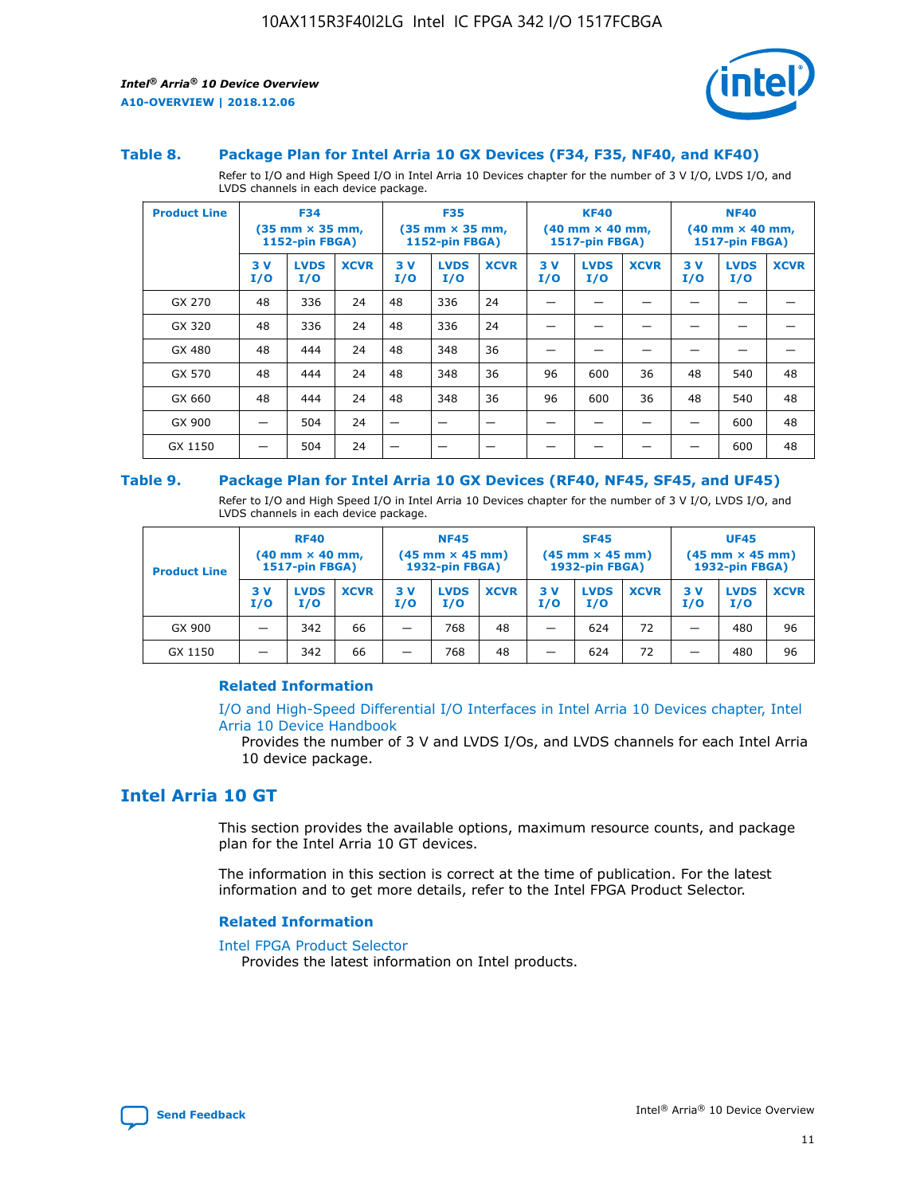### Table 8. Package Plan for Intel Arria 10 GX Devices (F34, F35, NF40, and KF40)

Refer to I/O and High Speed I/O in Intel Arria 10 Devices chapter for the number of 3 V I/O, LVDS I/O, and LVDS channels in each device package.

| Product Line | F34 (35 mm × 35 mm, 1152-pin FBGA) | | | F35 (35 mm × 35 mm, 1152-pin FBGA) | | | KF40 (40 mm × 40 mm, 1517-pin FBGA) | | | NF40 (40 mm × 40 mm, 1517-pin FBGA) | | |
|---|---|---|---|---|---|---|---|---|---|---|---|---|
| | 3 V I/O | LVDS I/O | XCVR | 3 V I/O | LVDS I/O | XCVR | 3 V I/O | LVDS I/O | XCVR | 3 V I/O | LVDS I/O | XCVR |
| GX 270 | 48 | 336 | 24 | 48 | 336 | 24 | — | — | — | — | — | — |
| GX 320 | 48 | 336 | 24 | 48 | 336 | 24 | — | — | — | — | — | — |
| GX 480 | 48 | 444 | 24 | 48 | 348 | 36 | — | — | — | — | — | — |
| GX 570 | 48 | 444 | 24 | 48 | 348 | 36 | 96 | 600 | 36 | 48 | 540 | 48 |
| GX 660 | 48 | 444 | 24 | 48 | 348 | 36 | 96 | 600 | 36 | 48 | 540 | 48 |
| GX 900 | — | 504 | 24 | — | — | — | — | — | — | — | 600 | 48 |
| GX 1150 | — | 504 | 24 | — | — | — | — | — | — | — | 600 | 48 |

### Table 9. Package Plan for Intel Arria 10 GX Devices (RF40, NF45, SF45, and UF45)

Refer to I/O and High Speed I/O in Intel Arria 10 Devices chapter for the number of 3 V I/O, LVDS I/O, and LVDS channels in each device package.

| Product Line | RF40 (40 mm × 40 mm, 1517-pin FBGA) | | | NF45 (45 mm × 45 mm) 1932-pin FBGA) | | | SF45 (45 mm × 45 mm) 1932-pin FBGA) | | | UF45 (45 mm × 45 mm) 1932-pin FBGA) | | |
|---|---|---|---|---|---|---|---|---|---|---|---|---|
| | 3 V I/O | LVDS I/O | XCVR | 3 V I/O | LVDS I/O | XCVR | 3 V I/O | LVDS I/O | XCVR | 3 V I/O | LVDS I/O | XCVR |
| GX 900 | — | 342 | 66 | — | 768 | 48 | — | 624 | 72 | — | 480 | 96 |
| GX 1150 | — | 342 | 66 | — | 768 | 48 | — | 624 | 72 | — | 480 | 96 |

#### Related Information

I/O and High-Speed Differential I/O Interfaces in Intel Arria 10 Devices chapter, Intel Arria 10 Device Handbook
Provides the number of 3 V and LVDS I/Os, and LVDS channels for each Intel Arria 10 device package.

## Intel Arria 10 GT

This section provides the available options, maximum resource counts, and package plan for the Intel Arria 10 GT devices.

The information in this section is correct at the time of publication. For the latest information and to get more details, refer to the Intel FPGA Product Selector.

#### Related Information

Intel FPGA Product Selector
Provides the latest information on Intel products.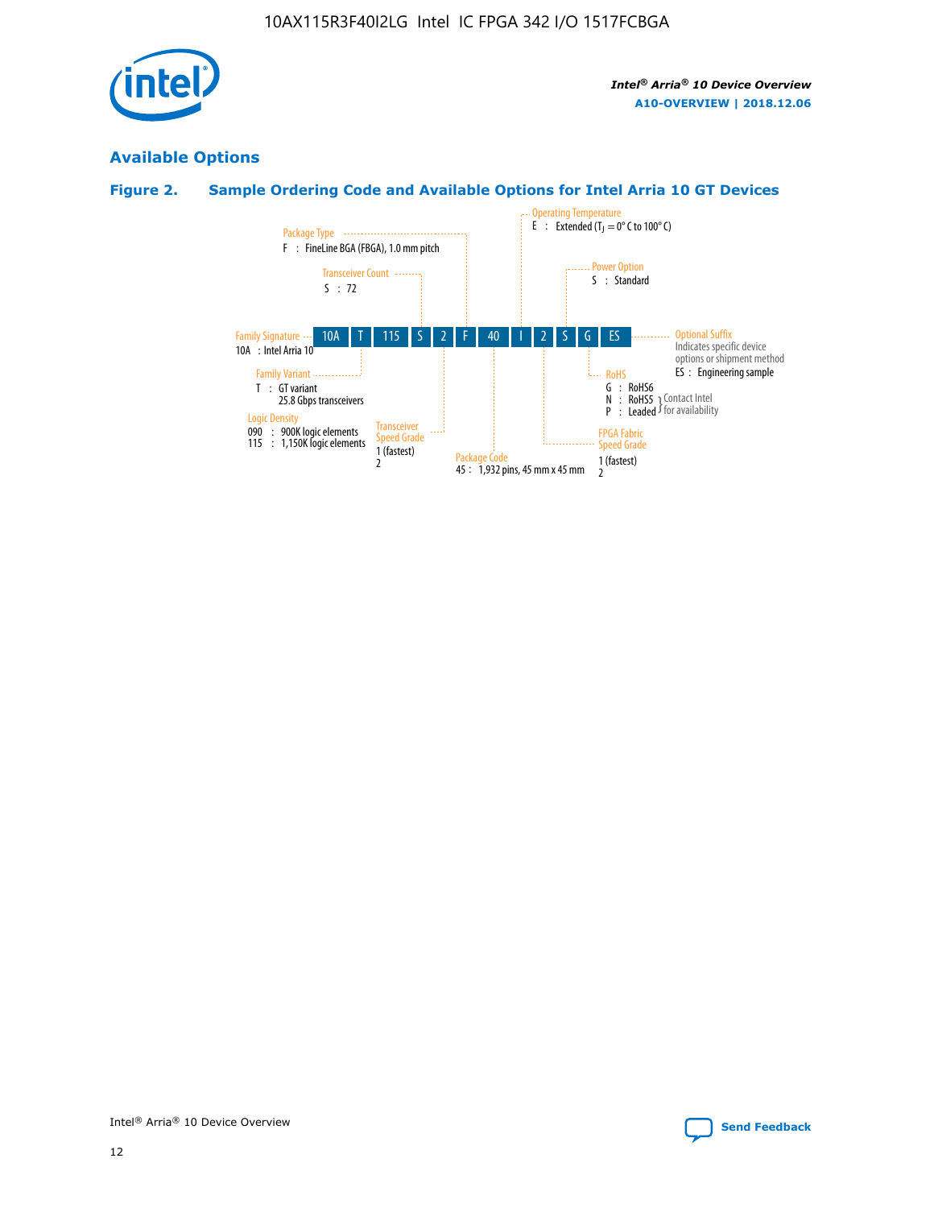## Available Options

### Figure 2. Sample Ordering Code and Available Options for Intel Arria 10 GT Devices

Ordering code: 10A T 115 S 2 F 40 I 2 S G ES

- **Family Signature**
  - 10A : Intel Arria 10
- **Family Variant**
  - T : GT variant 25.8 Gbps transceivers
- **Logic Density**
  - 090 : 900K logic elements
  - 115 : 1,150K logic elements
- **Transceiver Count**
  - S : 72
- **Transceiver Speed Grade**
  - 1 (fastest)
  - 2
- **Package Type**
  - F : FineLine BGA (FBGA), 1.0 mm pitch
- **Package Code**
  - 45 : 1,932 pins, 45 mm x 45 mm
- **Operating Temperature**
  - E : Extended ($T_J$ = 0° C to 100° C)
- **FPGA Fabric Speed Grade**
  - 1 (fastest)
  - 2
- **Power Option**
  - S : Standard
- **RoHS**
  - G : RoHS6
  - N : RoHS5 (Contact Intel for availability)
  - P : Leaded (Contact Intel for availability)
- **Optional Suffix**
  - Indicates specific device options or shipment method
  - ES : Engineering sample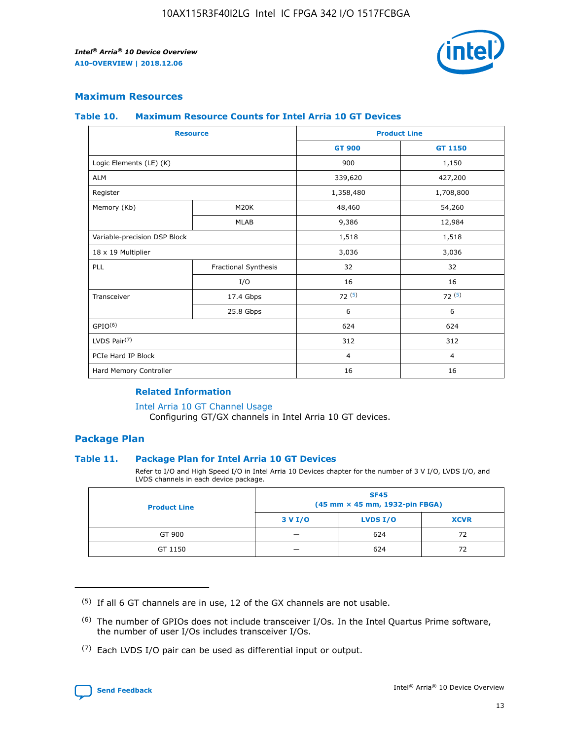## Maximum Resources

### Table 10. Maximum Resource Counts for Intel Arria 10 GT Devices

| Resource | | Product Line | |
|---|---|---|---|
| | | GT 900 | GT 1150 |
| Logic Elements (LE) (K) | | 900 | 1,150 |
| ALM | | 339,620 | 427,200 |
| Register | | 1,358,480 | 1,708,800 |
| Memory (Kb) | M20K | 48,460 | 54,260 |
| | MLAB | 9,386 | 12,984 |
| Variable-precision DSP Block | | 1,518 | 1,518 |
| 18 x 19 Multiplier | | 3,036 | 3,036 |
| PLL | Fractional Synthesis | 32 | 32 |
| | I/O | 16 | 16 |
| Transceiver | 17.4 Gbps | 72 [5] | 72 [5] |
| | 25.8 Gbps | 6 | 6 |
| GPIO[6] | | 624 | 624 |
| LVDS Pair[7] | | 312 | 312 |
| PCIe Hard IP Block | | 4 | 4 |
| Hard Memory Controller | | 16 | 16 |

### Related Information

Intel Arria 10 GT Channel Usage
Configuring GT/GX channels in Intel Arria 10 GT devices.

## Package Plan

### Table 11. Package Plan for Intel Arria 10 GT Devices

Refer to I/O and High Speed I/O in Intel Arria 10 Devices chapter for the number of 3 V I/O, LVDS I/O, and LVDS channels in each device package.

| Product Line | SF45 (45 mm × 45 mm, 1932-pin FBGA) | | |
|---|---|---|---|
| | 3 V I/O | LVDS I/O | XCVR |
| GT 900 | — | 624 | 72 |
| GT 1150 | — | 624 | 72 |

---

(5) If all 6 GT channels are in use, 12 of the GX channels are not usable.

(6) The number of GPIOs does not include transceiver I/Os. In the Intel Quartus Prime software, the number of user I/Os includes transceiver I/Os.

(7) Each LVDS I/O pair can be used as differential input or output.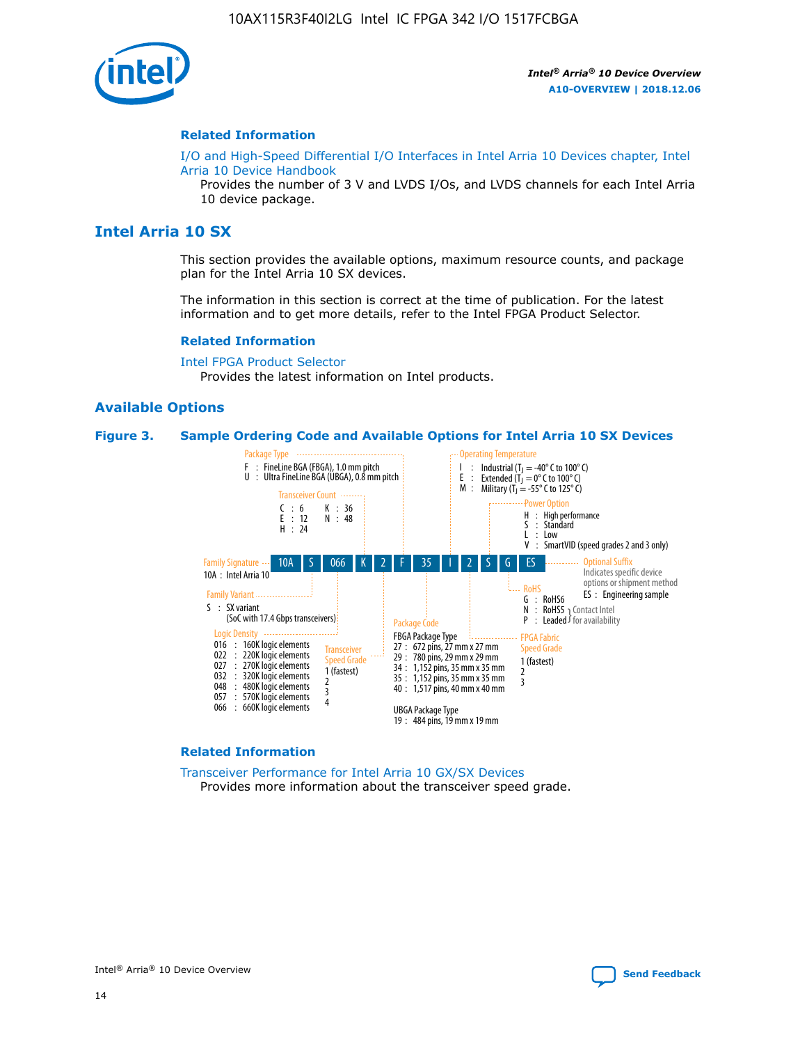## Related Information

I/O and High-Speed Differential I/O Interfaces in Intel Arria 10 Devices chapter, Intel Arria 10 Device Handbook
Provides the number of 3 V and LVDS I/Os, and LVDS channels for each Intel Arria 10 device package.

# Intel Arria 10 SX

This section provides the available options, maximum resource counts, and package plan for the Intel Arria 10 SX devices.

The information in this section is correct at the time of publication. For the latest information and to get more details, refer to the Intel FPGA Product Selector.

## Related Information

Intel FPGA Product Selector
Provides the latest information on Intel products.

## Available Options

**Figure 3. Sample Ordering Code and Available Options for Intel Arria 10 SX Devices**

Sample ordering code: 10A S 066 K 2 F 35 I 2 S G ES

- **Family Signature**
  - 10A : Intel Arria 10
- **Family Variant**
  - S : SX variant (SoC with 17.4 Gbps transceivers)
- **Logic Density**
  - 016 : 160K logic elements
  - 022 : 220K logic elements
  - 027 : 270K logic elements
  - 032 : 320K logic elements
  - 048 : 480K logic elements
  - 057 : 570K logic elements
  - 066 : 660K logic elements
- **Transceiver Count**
  - C : 6
  - E : 12
  - H : 24
  - K : 36
  - N : 48
- **Transceiver Speed Grade**
  - 1 (fastest)
  - 2
  - 3
  - 4
- **Package Type**
  - F : FineLine BGA (FBGA), 1.0 mm pitch
  - U : Ultra FineLine BGA (UBGA), 0.8 mm pitch
- **Package Code**
  - FBGA Package Type
    - 27 : 672 pins, 27 mm x 27 mm
    - 29 : 780 pins, 29 mm x 29 mm
    - 34 : 1,152 pins, 35 mm x 35 mm
    - 35 : 1,152 pins, 35 mm x 35 mm
    - 40 : 1,517 pins, 40 mm x 40 mm
  - UBGA Package Type
    - 19 : 484 pins, 19 mm x 19 mm
- **Operating Temperature**
  - I : Industrial ($T_J$ = -40° C to 100° C)
  - E : Extended ($T_J$ = 0° C to 100° C)
  - M : Military ($T_J$ = -55° C to 125° C)
- **FPGA Fabric Speed Grade**
  - 1 (fastest)
  - 2
  - 3
- **Power Option**
  - H : High performance
  - S : Standard
  - L : Low
  - V : SmartVID (speed grades 2 and 3 only)
- **RoHS**
  - G : RoHS6
  - N : RoHS5 (Contact Intel for availability)
  - P : Leaded (Contact Intel for availability)
- **Optional Suffix**
  - Indicates specific device options or shipment method
  - ES : Engineering sample

## Related Information

Transceiver Performance for Intel Arria 10 GX/SX Devices
Provides more information about the transceiver speed grade.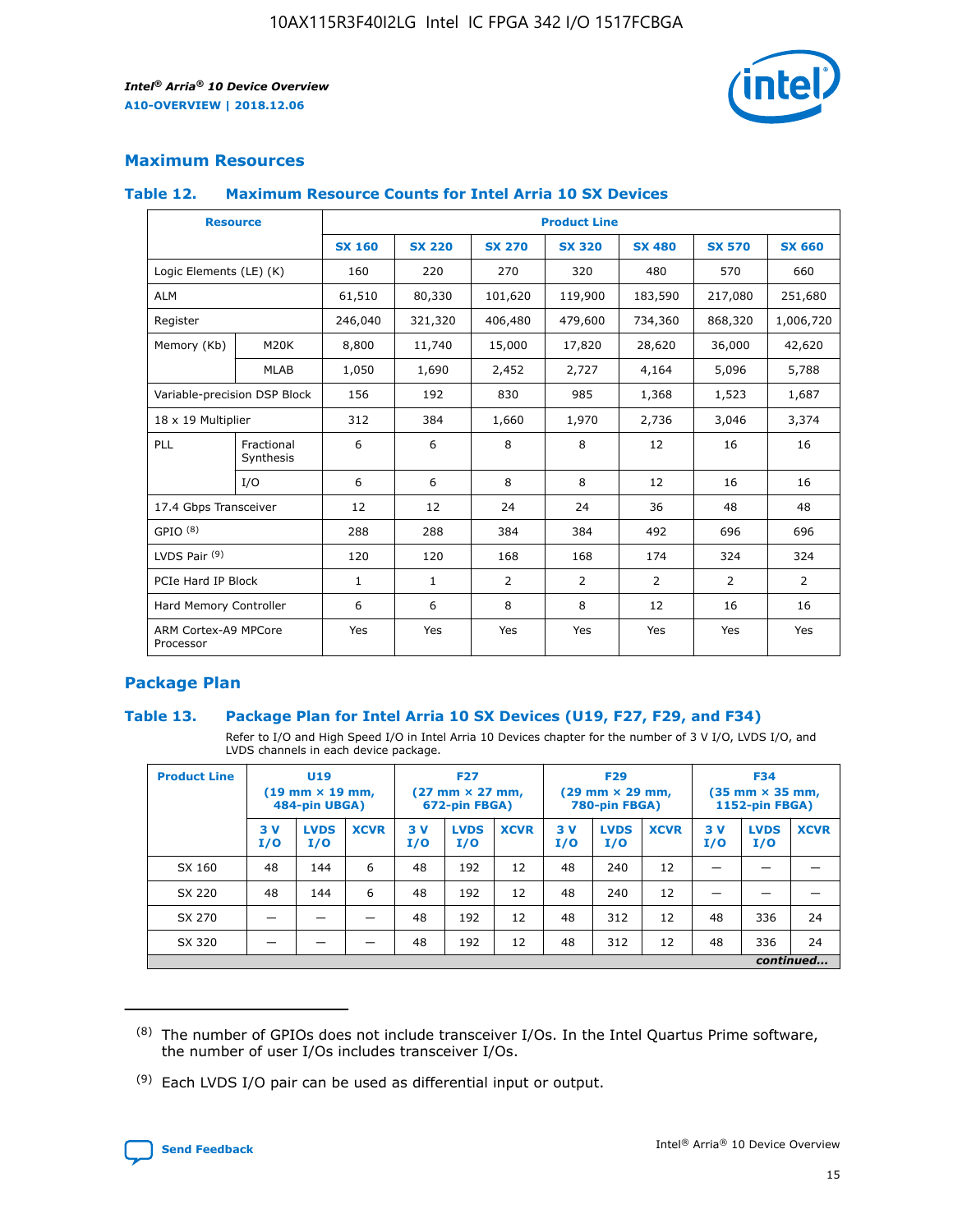## Maximum Resources

### Table 12. Maximum Resource Counts for Intel Arria 10 SX Devices

| Resource | | Product Line | | | | | | |
|---|---|---|---|---|---|---|---|---|
| | | SX 160 | SX 220 | SX 270 | SX 320 | SX 480 | SX 570 | SX 660 |
| Logic Elements (LE) (K) | | 160 | 220 | 270 | 320 | 480 | 570 | 660 |
| ALM | | 61,510 | 80,330 | 101,620 | 119,900 | 183,590 | 217,080 | 251,680 |
| Register | | 246,040 | 321,320 | 406,480 | 479,600 | 734,360 | 868,320 | 1,006,720 |
| Memory (Kb) | M20K | 8,800 | 11,740 | 15,000 | 17,820 | 28,620 | 36,000 | 42,620 |
| | MLAB | 1,050 | 1,690 | 2,452 | 2,727 | 4,164 | 5,096 | 5,788 |
| Variable-precision DSP Block | | 156 | 192 | 830 | 985 | 1,368 | 1,523 | 1,687 |
| 18 x 19 Multiplier | | 312 | 384 | 1,660 | 1,970 | 2,736 | 3,046 | 3,374 |
| PLL | Fractional Synthesis | 6 | 6 | 8 | 8 | 12 | 16 | 16 |
| | I/O | 6 | 6 | 8 | 8 | 12 | 16 | 16 |
| 17.4 Gbps Transceiver | | 12 | 12 | 24 | 24 | 36 | 48 | 48 |
| GPIO [8] | | 288 | 288 | 384 | 384 | 492 | 696 | 696 |
| LVDS Pair [9] | | 120 | 120 | 168 | 168 | 174 | 324 | 324 |
| PCIe Hard IP Block | | 1 | 1 | 2 | 2 | 2 | 2 | 2 |
| Hard Memory Controller | | 6 | 6 | 8 | 8 | 12 | 16 | 16 |
| ARM Cortex-A9 MPCore Processor | | Yes | Yes | Yes | Yes | Yes | Yes | Yes |

## Package Plan

### Table 13. Package Plan for Intel Arria 10 SX Devices (U19, F27, F29, and F34)

Refer to I/O and High Speed I/O in Intel Arria 10 Devices chapter for the number of 3 V I/O, LVDS I/O, and LVDS channels in each device package.

| Product Line | U19 (19 mm × 19 mm, 484-pin UBGA) | | | F27 (27 mm × 27 mm, 672-pin FBGA) | | | F29 (29 mm × 29 mm, 780-pin FBGA) | | | F34 (35 mm × 35 mm, 1152-pin FBGA) | | |
|---|---|---|---|---|---|---|---|---|---|---|---|---|
| | 3 V I/O | LVDS I/O | XCVR | 3 V I/O | LVDS I/O | XCVR | 3 V I/O | LVDS I/O | XCVR | 3 V I/O | LVDS I/O | XCVR |
| SX 160 | 48 | 144 | 6 | 48 | 192 | 12 | 48 | 240 | 12 | — | — | — |
| SX 220 | 48 | 144 | 6 | 48 | 192 | 12 | 48 | 240 | 12 | — | — | — |
| SX 270 | — | — | — | 48 | 192 | 12 | 48 | 312 | 12 | 48 | 336 | 24 |
| SX 320 | — | — | — | 48 | 192 | 12 | 48 | 312 | 12 | 48 | 336 | 24 |

*continued...*

(8) The number of GPIOs does not include transceiver I/Os. In the Intel Quartus Prime software, the number of user I/Os includes transceiver I/Os.

(9) Each LVDS I/O pair can be used as differential input or output.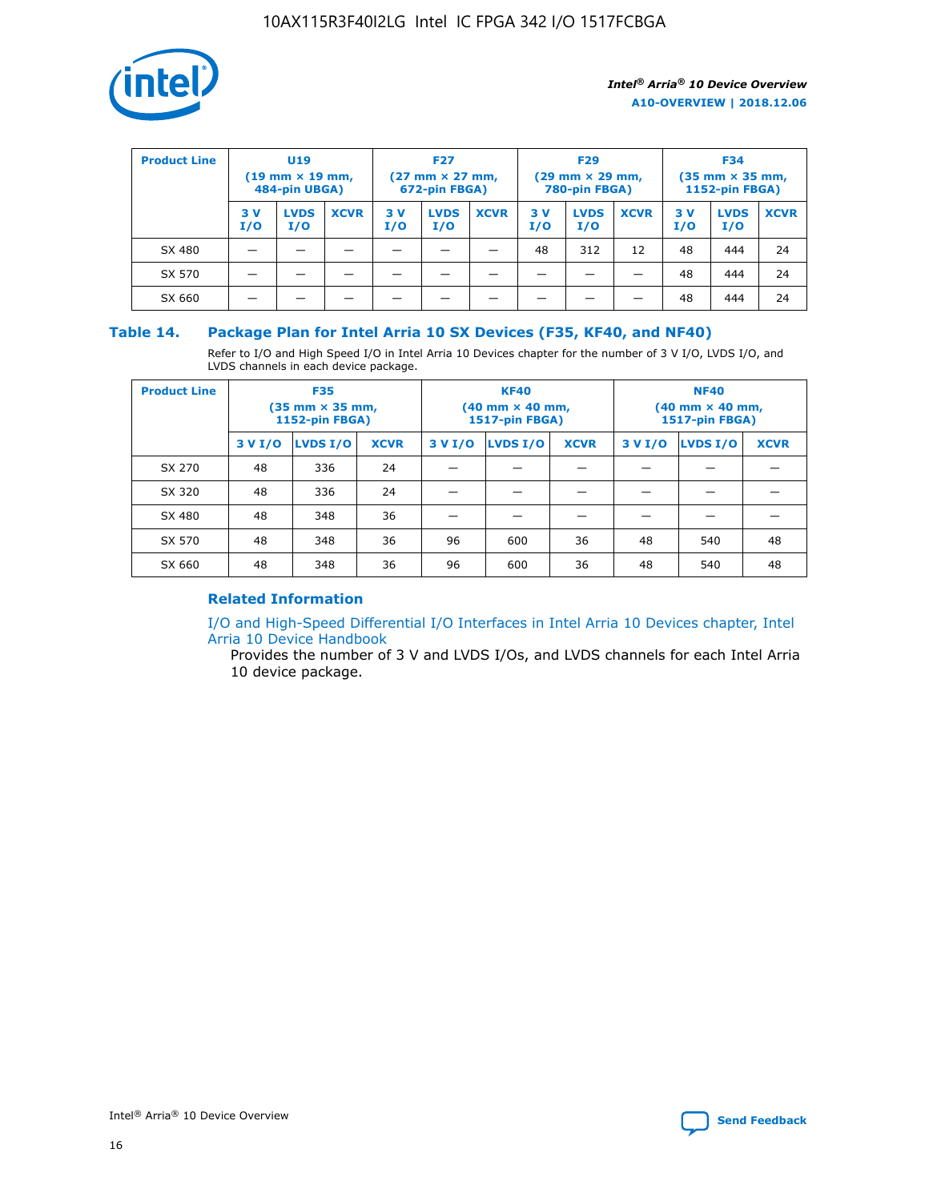| Product Line | U19 (19 mm × 19 mm, 484-pin UBGA) | | | F27 (27 mm × 27 mm, 672-pin FBGA) | | | F29 (29 mm × 29 mm, 780-pin FBGA) | | | F34 (35 mm × 35 mm, 1152-pin FBGA) | | |
|---|---|---|---|---|---|---|---|---|---|---|---|---|
| | 3 V I/O | LVDS I/O | XCVR | 3 V I/O | LVDS I/O | XCVR | 3 V I/O | LVDS I/O | XCVR | 3 V I/O | LVDS I/O | XCVR |
| SX 480 | — | — | — | — | — | — | 48 | 312 | 12 | 48 | 444 | 24 |
| SX 570 | — | — | — | — | — | — | — | — | — | 48 | 444 | 24 |
| SX 660 | — | — | — | — | — | — | — | — | — | 48 | 444 | 24 |

## Table 14. Package Plan for Intel Arria 10 SX Devices (F35, KF40, and NF40)

Refer to I/O and High Speed I/O in Intel Arria 10 Devices chapter for the number of 3 V I/O, LVDS I/O, and LVDS channels in each device package.

| Product Line | F35 (35 mm × 35 mm, 1152-pin FBGA) | | | KF40 (40 mm × 40 mm, 1517-pin FBGA) | | | NF40 (40 mm × 40 mm, 1517-pin FBGA) | | |
|---|---|---|---|---|---|---|---|---|---|
| | 3 V I/O | LVDS I/O | XCVR | 3 V I/O | LVDS I/O | XCVR | 3 V I/O | LVDS I/O | XCVR |
| SX 270 | 48 | 336 | 24 | — | — | — | — | — | — |
| SX 320 | 48 | 336 | 24 | — | — | — | — | — | — |
| SX 480 | 48 | 348 | 36 | — | — | — | — | — | — |
| SX 570 | 48 | 348 | 36 | 96 | 600 | 36 | 48 | 540 | 48 |
| SX 660 | 48 | 348 | 36 | 96 | 600 | 36 | 48 | 540 | 48 |

### Related Information

I/O and High-Speed Differential I/O Interfaces in Intel Arria 10 Devices chapter, Intel Arria 10 Device Handbook

Provides the number of 3 V and LVDS I/Os, and LVDS channels for each Intel Arria 10 device package.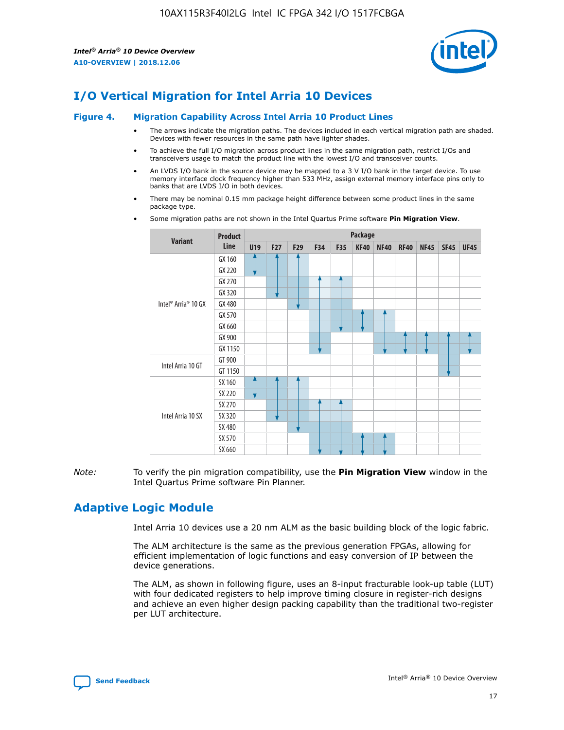# I/O Vertical Migration for Intel Arria 10 Devices

**Figure 4. Migration Capability Across Intel Arria 10 Product Lines**

- The arrows indicate the migration paths. The devices included in each vertical migration path are shaded. Devices with fewer resources in the same path have lighter shades.
- To achieve the full I/O migration across product lines in the same migration path, restrict I/Os and transceivers usage to match the product line with the lowest I/O and transceiver counts.
- An LVDS I/O bank in the source device may be mapped to a 3 V I/O bank in the target device. To use memory interface clock frequency higher than 533 MHz, assign external memory interface pins only to banks that are LVDS I/O in both devices.
- There may be nominal 0.15 mm package height difference between some product lines in the same package type.
- Some migration paths are not shown in the Intel Quartus Prime software **Pin Migration View**.

| Variant | Product Line | Package | | | | | | | | | | |
|---|---|---|---|---|---|---|---|---|---|---|---|---|
| | | U19 | F27 | F29 | F34 | F35 | KF40 | NF40 | RF40 | NF45 | SF45 | UF45 |
| Intel® Arria® 10 GX | GX 160 | | | | | | | | | | | |
| | GX 220 | | | | | | | | | | | |
| | GX 270 | | | | | | | | | | | |
| | GX 320 | | | | | | | | | | | |
| | GX 480 | | | | | | | | | | | |
| | GX 570 | | | | | | | | | | | |
| | GX 660 | | | | | | | | | | | |
| | GX 900 | | | | | | | | | | | |
| | GX 1150 | | | | | | | | | | | |
| Intel Arria 10 GT | GT 900 | | | | | | | | | | | |
| | GT 1150 | | | | | | | | | | | |
| Intel Arria 10 SX | SX 160 | | | | | | | | | | | |
| | SX 220 | | | | | | | | | | | |
| | SX 270 | | | | | | | | | | | |
| | SX 320 | | | | | | | | | | | |
| | SX 480 | | | | | | | | | | | |
| | SX 570 | | | | | | | | | | | |
| | SX 660 | | | | | | | | | | | |

*Note:* To verify the pin migration compatibility, use the **Pin Migration View** window in the Intel Quartus Prime software Pin Planner.

# Adaptive Logic Module

Intel Arria 10 devices use a 20 nm ALM as the basic building block of the logic fabric.

The ALM architecture is the same as the previous generation FPGAs, allowing for efficient implementation of logic functions and easy conversion of IP between the device generations.

The ALM, as shown in following figure, uses an 8-input fracturable look-up table (LUT) with four dedicated registers to help improve timing closure in register-rich designs and achieve an even higher design packing capability than the traditional two-register per LUT architecture.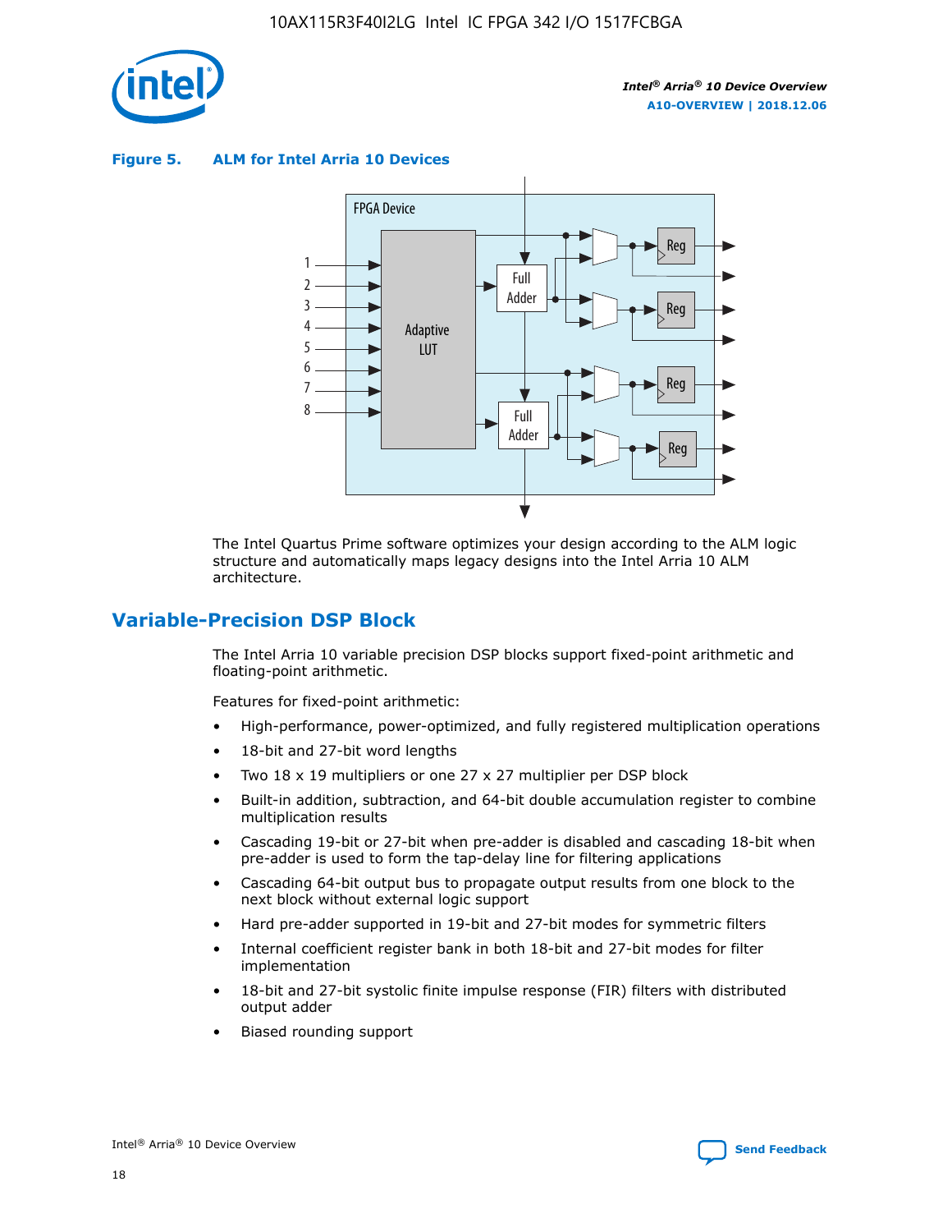**Figure 5. ALM for Intel Arria 10 Devices**

The Intel Quartus Prime software optimizes your design according to the ALM logic structure and automatically maps legacy designs into the Intel Arria 10 ALM architecture.

## Variable-Precision DSP Block

The Intel Arria 10 variable precision DSP blocks support fixed-point arithmetic and floating-point arithmetic.

Features for fixed-point arithmetic:

- High-performance, power-optimized, and fully registered multiplication operations
- 18-bit and 27-bit word lengths
- Two 18 x 19 multipliers or one 27 x 27 multiplier per DSP block
- Built-in addition, subtraction, and 64-bit double accumulation register to combine multiplication results
- Cascading 19-bit or 27-bit when pre-adder is disabled and cascading 18-bit when pre-adder is used to form the tap-delay line for filtering applications
- Cascading 64-bit output bus to propagate output results from one block to the next block without external logic support
- Hard pre-adder supported in 19-bit and 27-bit modes for symmetric filters
- Internal coefficient register bank in both 18-bit and 27-bit modes for filter implementation
- 18-bit and 27-bit systolic finite impulse response (FIR) filters with distributed output adder
- Biased rounding support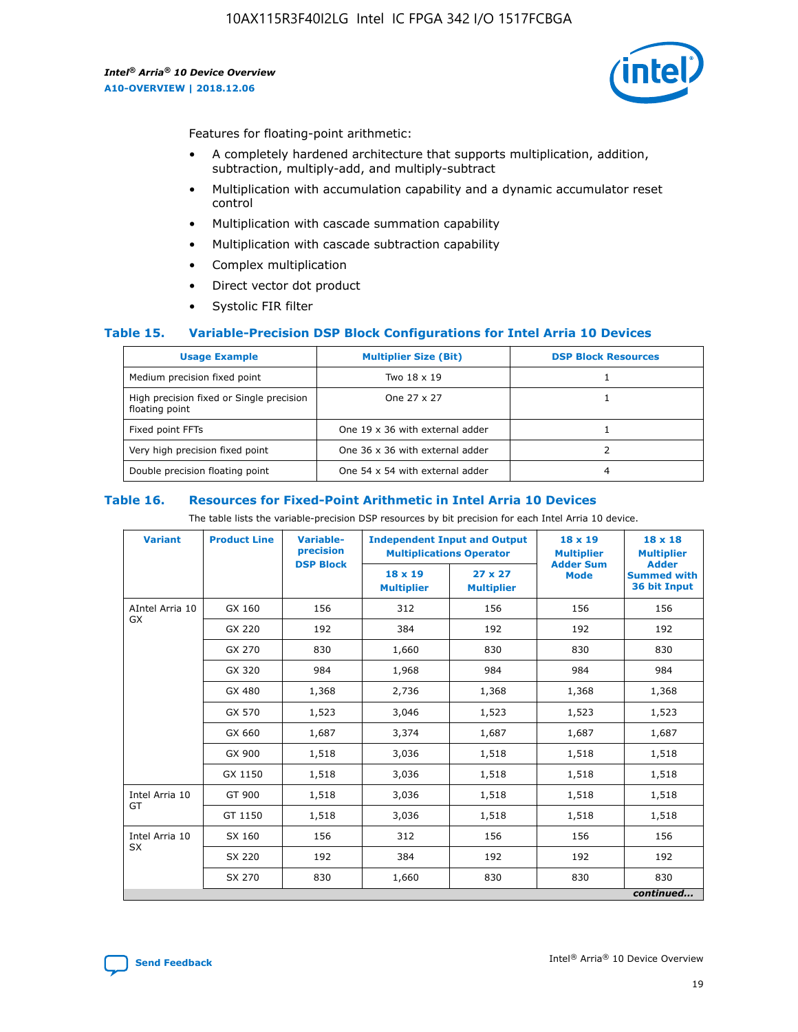Features for floating-point arithmetic:

- A completely hardened architecture that supports multiplication, addition, subtraction, multiply-add, and multiply-subtract
- Multiplication with accumulation capability and a dynamic accumulator reset control
- Multiplication with cascade summation capability
- Multiplication with cascade subtraction capability
- Complex multiplication
- Direct vector dot product
- Systolic FIR filter

### Table 15. Variable-Precision DSP Block Configurations for Intel Arria 10 Devices

| Usage Example | Multiplier Size (Bit) | DSP Block Resources |
|---|---|---|
| Medium precision fixed point | Two 18 x 19 | 1 |
| High precision fixed or Single precision floating point | One 27 x 27 | 1 |
| Fixed point FFTs | One 19 x 36 with external adder | 1 |
| Very high precision fixed point | One 36 x 36 with external adder | 2 |
| Double precision floating point | One 54 x 54 with external adder | 4 |

### Table 16. Resources for Fixed-Point Arithmetic in Intel Arria 10 Devices

The table lists the variable-precision DSP resources by bit precision for each Intel Arria 10 device.

| Variant | Product Line | Variable-precision DSP Block | Independent Input and Output Multiplications Operator | | 18 x 19 Multiplier Adder Sum Mode | 18 x 18 Multiplier Adder Summed with 36 bit Input |
|---|---|---|---|---|---|---|
| | | | 18 x 19 Multiplier | 27 x 27 Multiplier | | |
| AIntel Arria 10 GX | GX 160 | 156 | 312 | 156 | 156 | 156 |
| | GX 220 | 192 | 384 | 192 | 192 | 192 |
| | GX 270 | 830 | 1,660 | 830 | 830 | 830 |
| | GX 320 | 984 | 1,968 | 984 | 984 | 984 |
| | GX 480 | 1,368 | 2,736 | 1,368 | 1,368 | 1,368 |
| | GX 570 | 1,523 | 3,046 | 1,523 | 1,523 | 1,523 |
| | GX 660 | 1,687 | 3,374 | 1,687 | 1,687 | 1,687 |
| | GX 900 | 1,518 | 3,036 | 1,518 | 1,518 | 1,518 |
| | GX 1150 | 1,518 | 3,036 | 1,518 | 1,518 | 1,518 |
| Intel Arria 10 GT | GT 900 | 1,518 | 3,036 | 1,518 | 1,518 | 1,518 |
| | GT 1150 | 1,518 | 3,036 | 1,518 | 1,518 | 1,518 |
| Intel Arria 10 SX | SX 160 | 156 | 312 | 156 | 156 | 156 |
| | SX 220 | 192 | 384 | 192 | 192 | 192 |
| | SX 270 | 830 | 1,660 | 830 | 830 | 830 |

*continued...*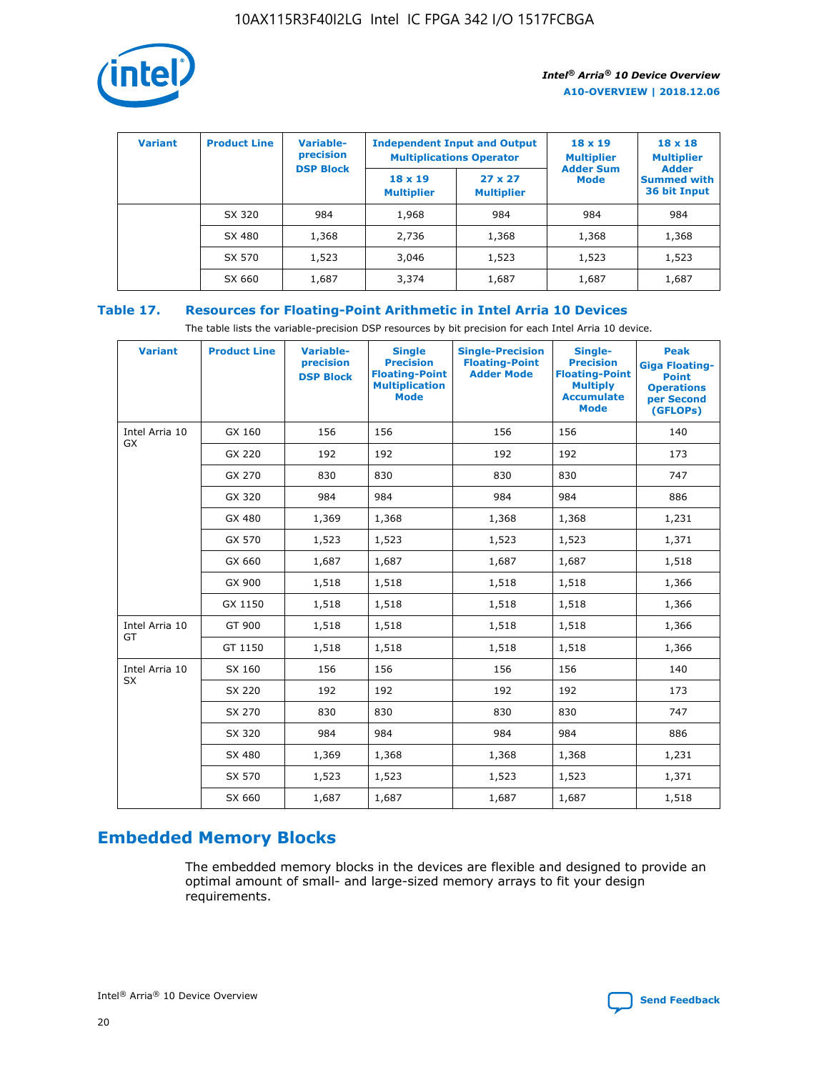| Variant | Product Line | Variable-precision DSP Block | Independent Input and Output Multiplications Operator | | 18 x 19 Multiplier Adder Sum Mode | 18 x 18 Multiplier Adder Summed with 36 bit Input |
|---|---|---|---|---|---|---|
| | | | 18 x 19 Multiplier | 27 x 27 Multiplier | | |
| | SX 320 | 984 | 1,968 | 984 | 984 | 984 |
| | SX 480 | 1,368 | 2,736 | 1,368 | 1,368 | 1,368 |
| | SX 570 | 1,523 | 3,046 | 1,523 | 1,523 | 1,523 |
| | SX 660 | 1,687 | 3,374 | 1,687 | 1,687 | 1,687 |

## Table 17. Resources for Floating-Point Arithmetic in Intel Arria 10 Devices

The table lists the variable-precision DSP resources by bit precision for each Intel Arria 10 device.

| Variant | Product Line | Variable-precision DSP Block | Single Precision Floating-Point Multiplication Mode | Single-Precision Floating-Point Adder Mode | Single-Precision Floating-Point Multiply Accumulate Mode | Peak Giga Floating-Point Operations per Second (GFLOPs) |
|---|---|---|---|---|---|---|
| Intel Arria 10 GX | GX 160 | 156 | 156 | 156 | 156 | 140 |
| | GX 220 | 192 | 192 | 192 | 192 | 173 |
| | GX 270 | 830 | 830 | 830 | 830 | 747 |
| | GX 320 | 984 | 984 | 984 | 984 | 886 |
| | GX 480 | 1,369 | 1,368 | 1,368 | 1,368 | 1,231 |
| | GX 570 | 1,523 | 1,523 | 1,523 | 1,523 | 1,371 |
| | GX 660 | 1,687 | 1,687 | 1,687 | 1,687 | 1,518 |
| | GX 900 | 1,518 | 1,518 | 1,518 | 1,518 | 1,366 |
| | GX 1150 | 1,518 | 1,518 | 1,518 | 1,518 | 1,366 |
| Intel Arria 10 GT | GT 900 | 1,518 | 1,518 | 1,518 | 1,518 | 1,366 |
| | GT 1150 | 1,518 | 1,518 | 1,518 | 1,518 | 1,366 |
| Intel Arria 10 SX | SX 160 | 156 | 156 | 156 | 156 | 140 |
| | SX 220 | 192 | 192 | 192 | 192 | 173 |
| | SX 270 | 830 | 830 | 830 | 830 | 747 |
| | SX 320 | 984 | 984 | 984 | 984 | 886 |
| | SX 480 | 1,369 | 1,368 | 1,368 | 1,368 | 1,231 |
| | SX 570 | 1,523 | 1,523 | 1,523 | 1,523 | 1,371 |
| | SX 660 | 1,687 | 1,687 | 1,687 | 1,687 | 1,518 |

# Embedded Memory Blocks

The embedded memory blocks in the devices are flexible and designed to provide an optimal amount of small- and large-sized memory arrays to fit your design requirements.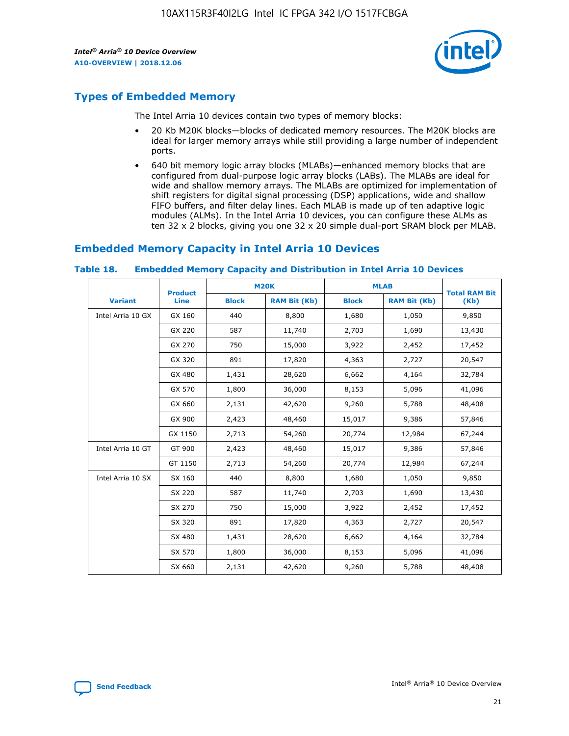## Types of Embedded Memory

The Intel Arria 10 devices contain two types of memory blocks:

- 20 Kb M20K blocks—blocks of dedicated memory resources. The M20K blocks are ideal for larger memory arrays while still providing a large number of independent ports.
- 640 bit memory logic array blocks (MLABs)—enhanced memory blocks that are configured from dual-purpose logic array blocks (LABs). The MLABs are ideal for wide and shallow memory arrays. The MLABs are optimized for implementation of shift registers for digital signal processing (DSP) applications, wide and shallow FIFO buffers, and filter delay lines. Each MLAB is made up of ten adaptive logic modules (ALMs). In the Intel Arria 10 devices, you can configure these ALMs as ten 32 x 2 blocks, giving you one 32 x 20 simple dual-port SRAM block per MLAB.

## Embedded Memory Capacity in Intel Arria 10 Devices

**Table 18. Embedded Memory Capacity and Distribution in Intel Arria 10 Devices**

| Variant | Product Line | M20K | | MLAB | | Total RAM Bit (Kb) |
|---|---|---|---|---|---|---|
| | | Block | RAM Bit (Kb) | Block | RAM Bit (Kb) | |
| Intel Arria 10 GX | GX 160 | 440 | 8,800 | 1,680 | 1,050 | 9,850 |
| | GX 220 | 587 | 11,740 | 2,703 | 1,690 | 13,430 |
| | GX 270 | 750 | 15,000 | 3,922 | 2,452 | 17,452 |
| | GX 320 | 891 | 17,820 | 4,363 | 2,727 | 20,547 |
| | GX 480 | 1,431 | 28,620 | 6,662 | 4,164 | 32,784 |
| | GX 570 | 1,800 | 36,000 | 8,153 | 5,096 | 41,096 |
| | GX 660 | 2,131 | 42,620 | 9,260 | 5,788 | 48,408 |
| | GX 900 | 2,423 | 48,460 | 15,017 | 9,386 | 57,846 |
| | GX 1150 | 2,713 | 54,260 | 20,774 | 12,984 | 67,244 |
| Intel Arria 10 GT | GT 900 | 2,423 | 48,460 | 15,017 | 9,386 | 57,846 |
| | GT 1150 | 2,713 | 54,260 | 20,774 | 12,984 | 67,244 |
| Intel Arria 10 SX | SX 160 | 440 | 8,800 | 1,680 | 1,050 | 9,850 |
| | SX 220 | 587 | 11,740 | 2,703 | 1,690 | 13,430 |
| | SX 270 | 750 | 15,000 | 3,922 | 2,452 | 17,452 |
| | SX 320 | 891 | 17,820 | 4,363 | 2,727 | 20,547 |
| | SX 480 | 1,431 | 28,620 | 6,662 | 4,164 | 32,784 |
| | SX 570 | 1,800 | 36,000 | 8,153 | 5,096 | 41,096 |
| | SX 660 | 2,131 | 42,620 | 9,260 | 5,788 | 48,408 |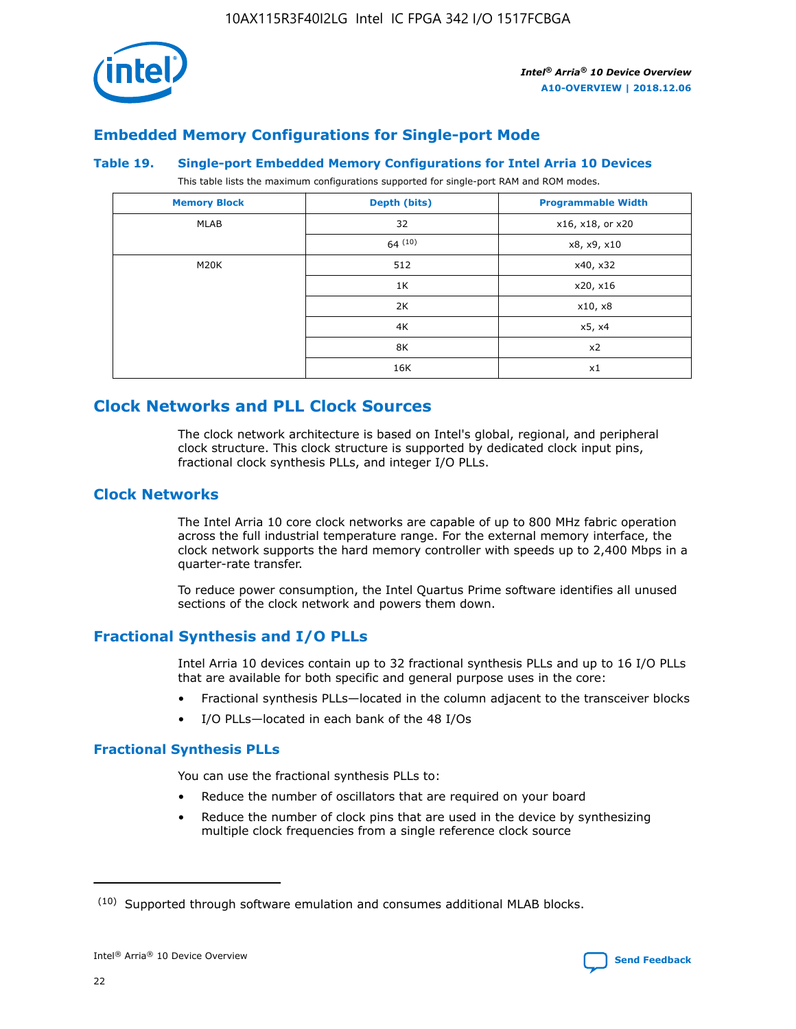## Embedded Memory Configurations for Single-port Mode

### Table 19. Single-port Embedded Memory Configurations for Intel Arria 10 Devices

This table lists the maximum configurations supported for single-port RAM and ROM modes.

| Memory Block | Depth (bits) | Programmable Width |
|---|---|---|
| MLAB | 32 | x16, x18, or x20 |
| | 64 [(10)] | x8, x9, x10 |
| M20K | 512 | x40, x32 |
| | 1K | x20, x16 |
| | 2K | x10, x8 |
| | 4K | x5, x4 |
| | 8K | x2 |
| | 16K | x1 |

## Clock Networks and PLL Clock Sources

The clock network architecture is based on Intel's global, regional, and peripheral clock structure. This clock structure is supported by dedicated clock input pins, fractional clock synthesis PLLs, and integer I/O PLLs.

### Clock Networks

The Intel Arria 10 core clock networks are capable of up to 800 MHz fabric operation across the full industrial temperature range. For the external memory interface, the clock network supports the hard memory controller with speeds up to 2,400 Mbps in a quarter-rate transfer.

To reduce power consumption, the Intel Quartus Prime software identifies all unused sections of the clock network and powers them down.

### Fractional Synthesis and I/O PLLs

Intel Arria 10 devices contain up to 32 fractional synthesis PLLs and up to 16 I/O PLLs that are available for both specific and general purpose uses in the core:

- Fractional synthesis PLLs—located in the column adjacent to the transceiver blocks
- I/O PLLs—located in each bank of the 48 I/Os

#### Fractional Synthesis PLLs

You can use the fractional synthesis PLLs to:

- Reduce the number of oscillators that are required on your board
- Reduce the number of clock pins that are used in the device by synthesizing multiple clock frequencies from a single reference clock source

---

(10) Supported through software emulation and consumes additional MLAB blocks.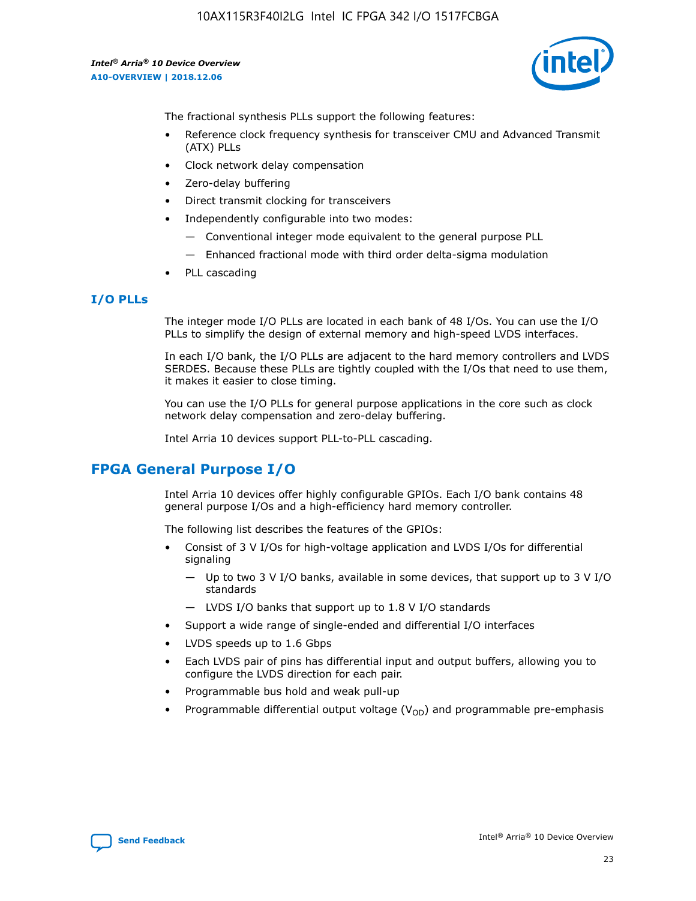The fractional synthesis PLLs support the following features:

- Reference clock frequency synthesis for transceiver CMU and Advanced Transmit (ATX) PLLs
- Clock network delay compensation
- Zero-delay buffering
- Direct transmit clocking for transceivers
- Independently configurable into two modes:
  - Conventional integer mode equivalent to the general purpose PLL
  - Enhanced fractional mode with third order delta-sigma modulation
- PLL cascading

### I/O PLLs

The integer mode I/O PLLs are located in each bank of 48 I/Os. You can use the I/O PLLs to simplify the design of external memory and high-speed LVDS interfaces.

In each I/O bank, the I/O PLLs are adjacent to the hard memory controllers and LVDS SERDES. Because these PLLs are tightly coupled with the I/Os that need to use them, it makes it easier to close timing.

You can use the I/O PLLs for general purpose applications in the core such as clock network delay compensation and zero-delay buffering.

Intel Arria 10 devices support PLL-to-PLL cascading.

## FPGA General Purpose I/O

Intel Arria 10 devices offer highly configurable GPIOs. Each I/O bank contains 48 general purpose I/Os and a high-efficiency hard memory controller.

The following list describes the features of the GPIOs:

- Consist of 3 V I/Os for high-voltage application and LVDS I/Os for differential signaling
  - Up to two 3 V I/O banks, available in some devices, that support up to 3 V I/O standards
  - LVDS I/O banks that support up to 1.8 V I/O standards
- Support a wide range of single-ended and differential I/O interfaces
- LVDS speeds up to 1.6 Gbps
- Each LVDS pair of pins has differential input and output buffers, allowing you to configure the LVDS direction for each pair.
- Programmable bus hold and weak pull-up
- Programmable differential output voltage ($V_{OD}$) and programmable pre-emphasis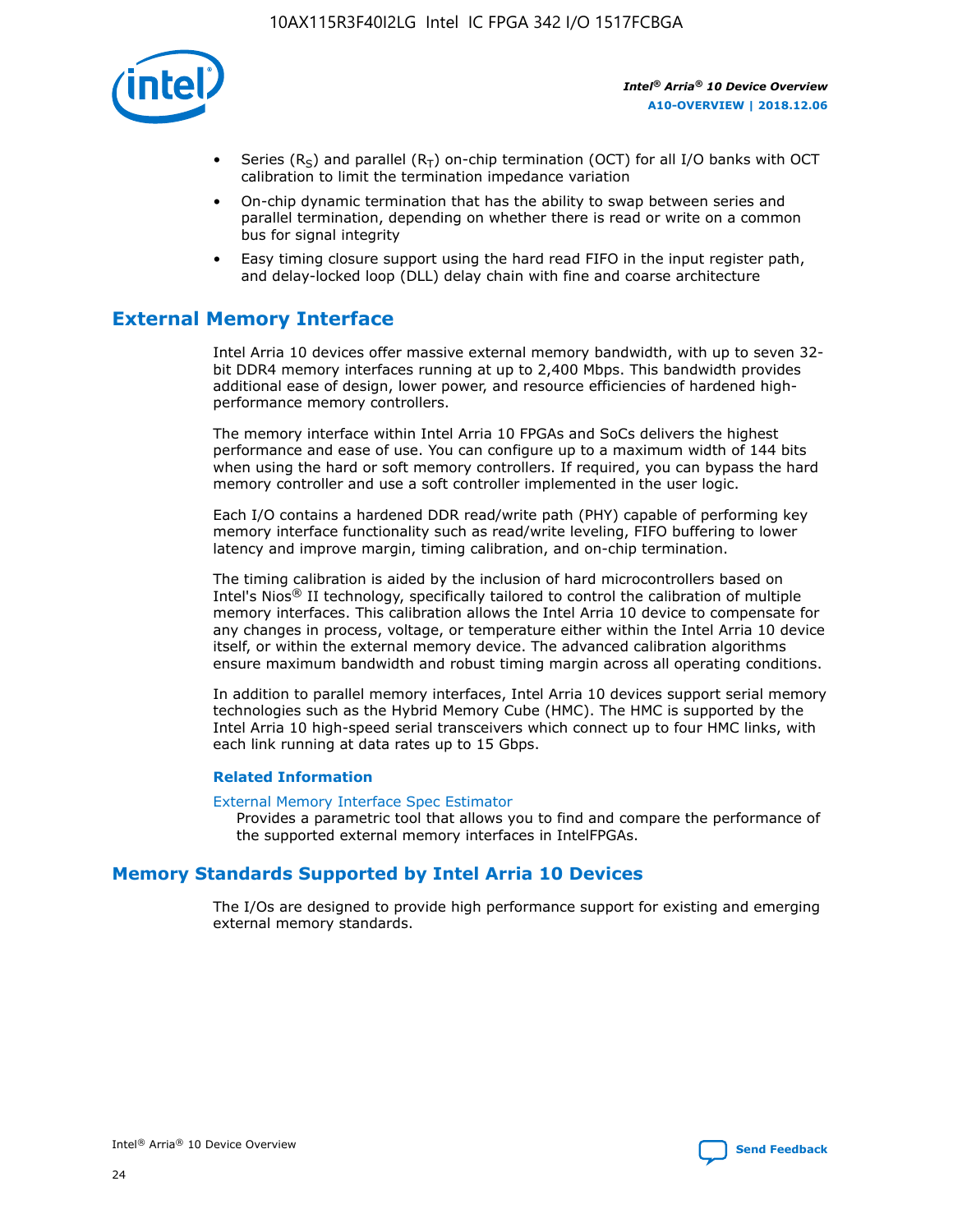- Series ($R_S$) and parallel ($R_T$) on-chip termination (OCT) for all I/O banks with OCT calibration to limit the termination impedance variation
- On-chip dynamic termination that has the ability to swap between series and parallel termination, depending on whether there is read or write on a common bus for signal integrity
- Easy timing closure support using the hard read FIFO in the input register path, and delay-locked loop (DLL) delay chain with fine and coarse architecture

## External Memory Interface

Intel Arria 10 devices offer massive external memory bandwidth, with up to seven 32-bit DDR4 memory interfaces running at up to 2,400 Mbps. This bandwidth provides additional ease of design, lower power, and resource efficiencies of hardened high-performance memory controllers.

The memory interface within Intel Arria 10 FPGAs and SoCs delivers the highest performance and ease of use. You can configure up to a maximum width of 144 bits when using the hard or soft memory controllers. If required, you can bypass the hard memory controller and use a soft controller implemented in the user logic.

Each I/O contains a hardened DDR read/write path (PHY) capable of performing key memory interface functionality such as read/write leveling, FIFO buffering to lower latency and improve margin, timing calibration, and on-chip termination.

The timing calibration is aided by the inclusion of hard microcontrollers based on Intel's Nios® II technology, specifically tailored to control the calibration of multiple memory interfaces. This calibration allows the Intel Arria 10 device to compensate for any changes in process, voltage, or temperature either within the Intel Arria 10 device itself, or within the external memory device. The advanced calibration algorithms ensure maximum bandwidth and robust timing margin across all operating conditions.

In addition to parallel memory interfaces, Intel Arria 10 devices support serial memory technologies such as the Hybrid Memory Cube (HMC). The HMC is supported by the Intel Arria 10 high-speed serial transceivers which connect up to four HMC links, with each link running at data rates up to 15 Gbps.

### Related Information

External Memory Interface Spec Estimator
Provides a parametric tool that allows you to find and compare the performance of the supported external memory interfaces in IntelFPGAs.

## Memory Standards Supported by Intel Arria 10 Devices

The I/Os are designed to provide high performance support for existing and emerging external memory standards.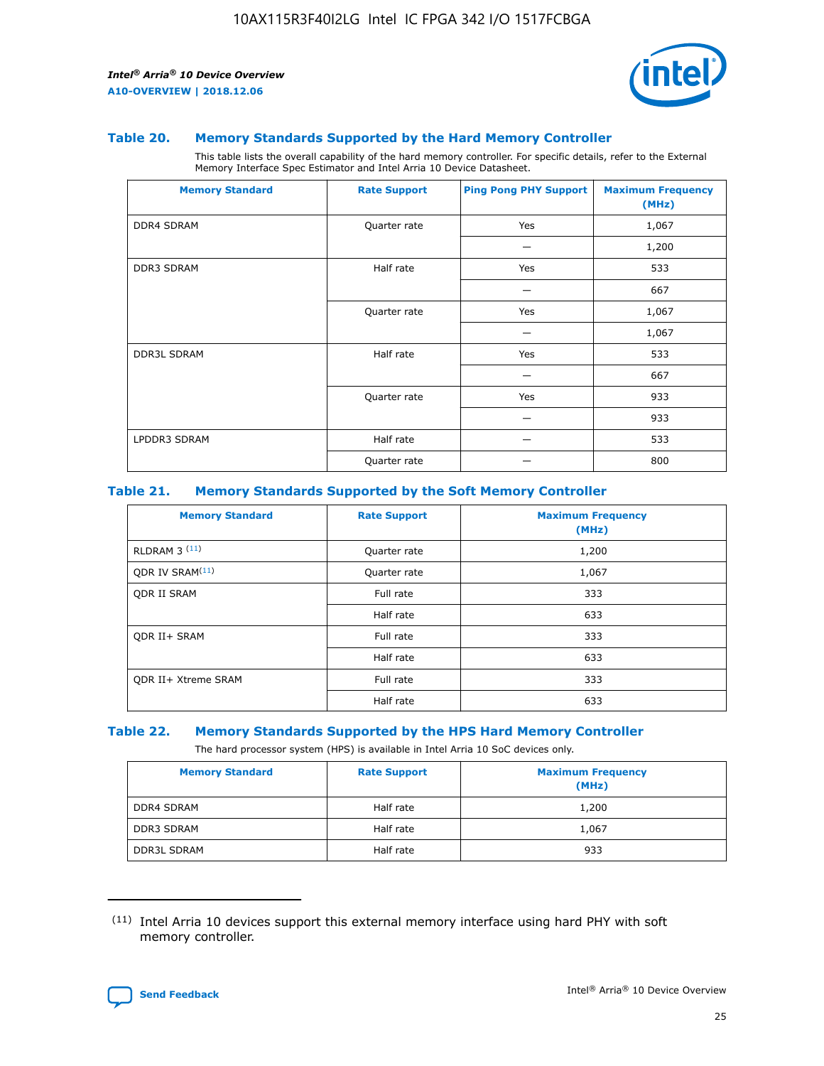### Table 20. Memory Standards Supported by the Hard Memory Controller

This table lists the overall capability of the hard memory controller. For specific details, refer to the External Memory Interface Spec Estimator and Intel Arria 10 Device Datasheet.

| Memory Standard | Rate Support | Ping Pong PHY Support | Maximum Frequency (MHz) |
|---|---|---|---|
| DDR4 SDRAM | Quarter rate | Yes | 1,067 |
| | | — | 1,200 |
| DDR3 SDRAM | Half rate | Yes | 533 |
| | | — | 667 |
| | Quarter rate | Yes | 1,067 |
| | | — | 1,067 |
| DDR3L SDRAM | Half rate | Yes | 533 |
| | | — | 667 |
| | Quarter rate | Yes | 933 |
| | | — | 933 |
| LPDDR3 SDRAM | Half rate | — | 533 |
| | Quarter rate | — | 800 |

### Table 21. Memory Standards Supported by the Soft Memory Controller

| Memory Standard | Rate Support | Maximum Frequency (MHz) |
|---|---|---|
| RLDRAM 3 [(11)] | Quarter rate | 1,200 |
| QDR IV SRAM[(11)] | Quarter rate | 1,067 |
| QDR II SRAM | Full rate | 333 |
| | Half rate | 633 |
| QDR II+ SRAM | Full rate | 333 |
| | Half rate | 633 |
| QDR II+ Xtreme SRAM | Full rate | 333 |
| | Half rate | 633 |

### Table 22. Memory Standards Supported by the HPS Hard Memory Controller

The hard processor system (HPS) is available in Intel Arria 10 SoC devices only.

| Memory Standard | Rate Support | Maximum Frequency (MHz) |
|---|---|---|
| DDR4 SDRAM | Half rate | 1,200 |
| DDR3 SDRAM | Half rate | 1,067 |
| DDR3L SDRAM | Half rate | 933 |

(11) Intel Arria 10 devices support this external memory interface using hard PHY with soft memory controller.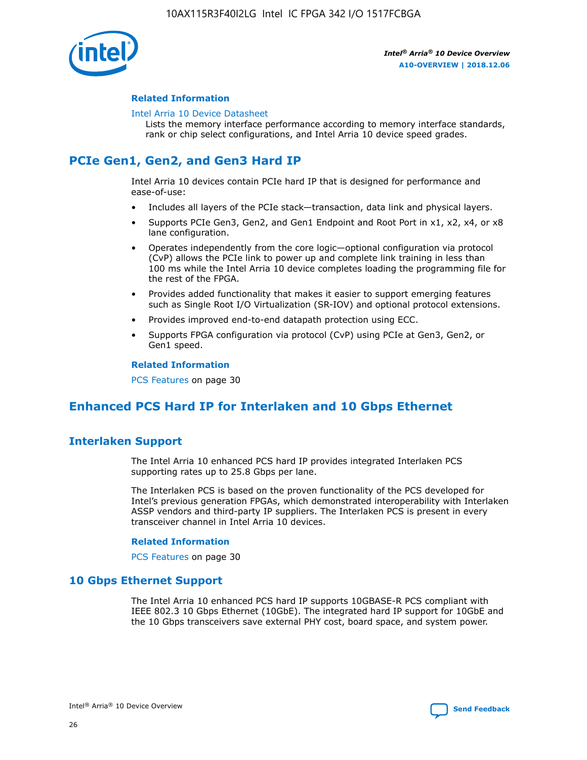#### Related Information

Intel Arria 10 Device Datasheet
Lists the memory interface performance according to memory interface standards, rank or chip select configurations, and Intel Arria 10 device speed grades.

## PCIe Gen1, Gen2, and Gen3 Hard IP

Intel Arria 10 devices contain PCIe hard IP that is designed for performance and ease-of-use:

- Includes all layers of the PCIe stack—transaction, data link and physical layers.
- Supports PCIe Gen3, Gen2, and Gen1 Endpoint and Root Port in x1, x2, x4, or x8 lane configuration.
- Operates independently from the core logic—optional configuration via protocol (CvP) allows the PCIe link to power up and complete link training in less than 100 ms while the Intel Arria 10 device completes loading the programming file for the rest of the FPGA.
- Provides added functionality that makes it easier to support emerging features such as Single Root I/O Virtualization (SR-IOV) and optional protocol extensions.
- Provides improved end-to-end datapath protection using ECC.
- Supports FPGA configuration via protocol (CvP) using PCIe at Gen3, Gen2, or Gen1 speed.

#### Related Information

PCS Features on page 30

## Enhanced PCS Hard IP for Interlaken and 10 Gbps Ethernet

### Interlaken Support

The Intel Arria 10 enhanced PCS hard IP provides integrated Interlaken PCS supporting rates up to 25.8 Gbps per lane.

The Interlaken PCS is based on the proven functionality of the PCS developed for Intel's previous generation FPGAs, which demonstrated interoperability with Interlaken ASSP vendors and third-party IP suppliers. The Interlaken PCS is present in every transceiver channel in Intel Arria 10 devices.

#### Related Information

PCS Features on page 30

### 10 Gbps Ethernet Support

The Intel Arria 10 enhanced PCS hard IP supports 10GBASE-R PCS compliant with IEEE 802.3 10 Gbps Ethernet (10GbE). The integrated hard IP support for 10GbE and the 10 Gbps transceivers save external PHY cost, board space, and system power.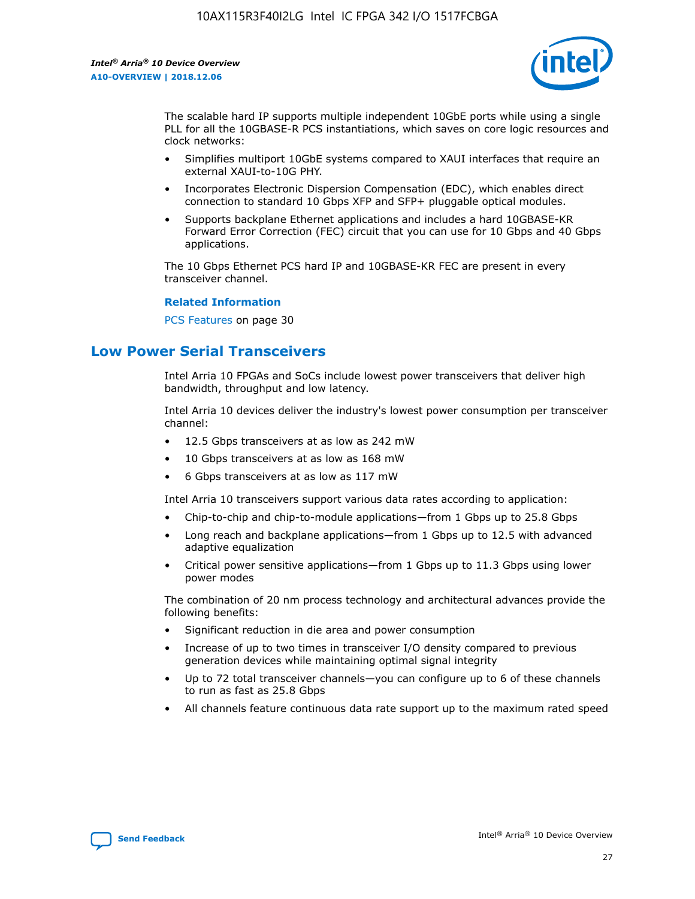The scalable hard IP supports multiple independent 10GbE ports while using a single PLL for all the 10GBASE-R PCS instantiations, which saves on core logic resources and clock networks:

- Simplifies multiport 10GbE systems compared to XAUI interfaces that require an external XAUI-to-10G PHY.
- Incorporates Electronic Dispersion Compensation (EDC), which enables direct connection to standard 10 Gbps XFP and SFP+ pluggable optical modules.
- Supports backplane Ethernet applications and includes a hard 10GBASE-KR Forward Error Correction (FEC) circuit that you can use for 10 Gbps and 40 Gbps applications.

The 10 Gbps Ethernet PCS hard IP and 10GBASE-KR FEC are present in every transceiver channel.

**Related Information**

PCS Features on page 30

## Low Power Serial Transceivers

Intel Arria 10 FPGAs and SoCs include lowest power transceivers that deliver high bandwidth, throughput and low latency.

Intel Arria 10 devices deliver the industry's lowest power consumption per transceiver channel:

- 12.5 Gbps transceivers at as low as 242 mW
- 10 Gbps transceivers at as low as 168 mW
- 6 Gbps transceivers at as low as 117 mW

Intel Arria 10 transceivers support various data rates according to application:

- Chip-to-chip and chip-to-module applications—from 1 Gbps up to 25.8 Gbps
- Long reach and backplane applications—from 1 Gbps up to 12.5 with advanced adaptive equalization
- Critical power sensitive applications—from 1 Gbps up to 11.3 Gbps using lower power modes

The combination of 20 nm process technology and architectural advances provide the following benefits:

- Significant reduction in die area and power consumption
- Increase of up to two times in transceiver I/O density compared to previous generation devices while maintaining optimal signal integrity
- Up to 72 total transceiver channels—you can configure up to 6 of these channels to run as fast as 25.8 Gbps
- All channels feature continuous data rate support up to the maximum rated speed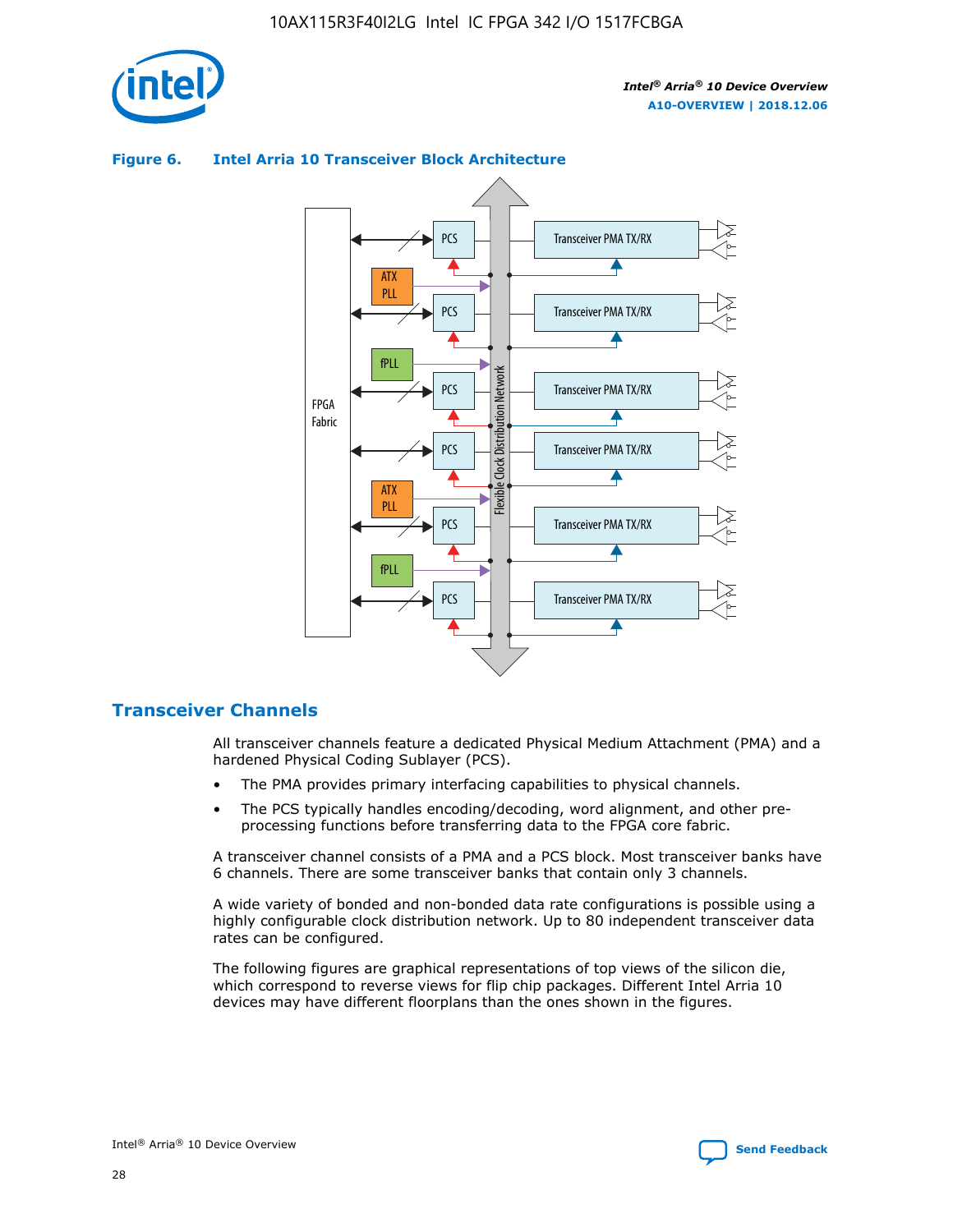**Figure 6. Intel Arria 10 Transceiver Block Architecture**

## Transceiver Channels

All transceiver channels feature a dedicated Physical Medium Attachment (PMA) and a hardened Physical Coding Sublayer (PCS).

- The PMA provides primary interfacing capabilities to physical channels.
- The PCS typically handles encoding/decoding, word alignment, and other pre-processing functions before transferring data to the FPGA core fabric.

A transceiver channel consists of a PMA and a PCS block. Most transceiver banks have 6 channels. There are some transceiver banks that contain only 3 channels.

A wide variety of bonded and non-bonded data rate configurations is possible using a highly configurable clock distribution network. Up to 80 independent transceiver data rates can be configured.

The following figures are graphical representations of top views of the silicon die, which correspond to reverse views for flip chip packages. Different Intel Arria 10 devices may have different floorplans than the ones shown in the figures.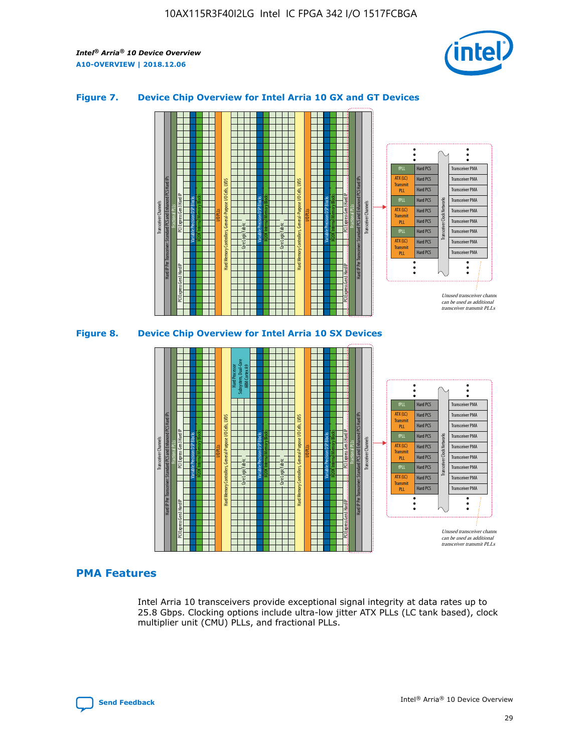**Figure 7. Device Chip Overview for Intel Arria 10 GX and GT Devices**

**Figure 8. Device Chip Overview for Intel Arria 10 SX Devices**

## PMA Features

Intel Arria 10 transceivers provide exceptional signal integrity at data rates up to 25.8 Gbps. Clocking options include ultra-low jitter ATX PLLs (LC tank based), clock multiplier unit (CMU) PLLs, and fractional PLLs.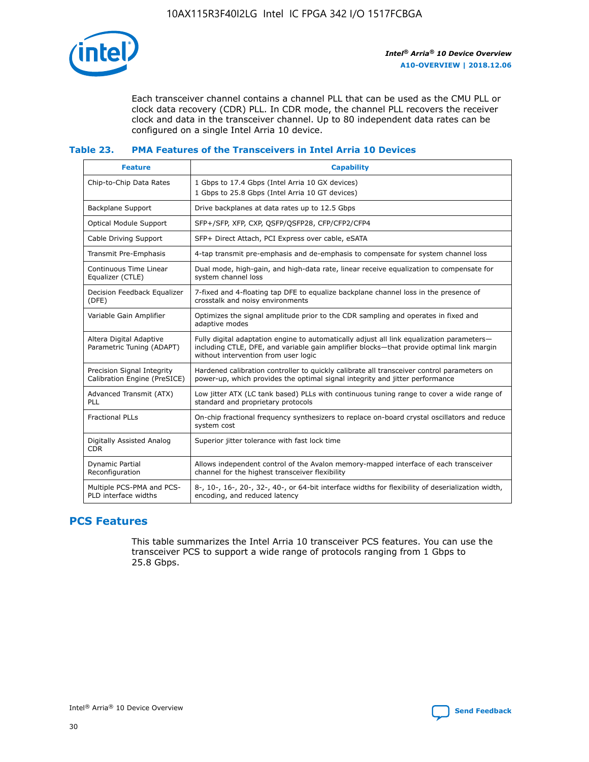Each transceiver channel contains a channel PLL that can be used as the CMU PLL or clock data recovery (CDR) PLL. In CDR mode, the channel PLL recovers the receiver clock and data in the transceiver channel. Up to 80 independent data rates can be configured on a single Intel Arria 10 device.

### Table 23. PMA Features of the Transceivers in Intel Arria 10 Devices

| Feature | Capability |
| --- | --- |
| Chip-to-Chip Data Rates | 1 Gbps to 17.4 Gbps (Intel Arria 10 GX devices)<br>1 Gbps to 25.8 Gbps (Intel Arria 10 GT devices) |
| Backplane Support | Drive backplanes at data rates up to 12.5 Gbps |
| Optical Module Support | SFP+/SFP, XFP, CXP, QSFP/QSFP28, CFP/CFP2/CFP4 |
| Cable Driving Support | SFP+ Direct Attach, PCI Express over cable, eSATA |
| Transmit Pre-Emphasis | 4-tap transmit pre-emphasis and de-emphasis to compensate for system channel loss |
| Continuous Time Linear Equalizer (CTLE) | Dual mode, high-gain, and high-data rate, linear receive equalization to compensate for system channel loss |
| Decision Feedback Equalizer (DFE) | 7-fixed and 4-floating tap DFE to equalize backplane channel loss in the presence of crosstalk and noisy environments |
| Variable Gain Amplifier | Optimizes the signal amplitude prior to the CDR sampling and operates in fixed and adaptive modes |
| Altera Digital Adaptive Parametric Tuning (ADAPT) | Fully digital adaptation engine to automatically adjust all link equalization parameters—including CTLE, DFE, and variable gain amplifier blocks—that provide optimal link margin without intervention from user logic |
| Precision Signal Integrity Calibration Engine (PreSICE) | Hardened calibration controller to quickly calibrate all transceiver control parameters on power-up, which provides the optimal signal integrity and jitter performance |
| Advanced Transmit (ATX) PLL | Low jitter ATX (LC tank based) PLLs with continuous tuning range to cover a wide range of standard and proprietary protocols |
| Fractional PLLs | On-chip fractional frequency synthesizers to replace on-board crystal oscillators and reduce system cost |
| Digitally Assisted Analog CDR | Superior jitter tolerance with fast lock time |
| Dynamic Partial Reconfiguration | Allows independent control of the Avalon memory-mapped interface of each transceiver channel for the highest transceiver flexibility |
| Multiple PCS-PMA and PCS-PLD interface widths | 8-, 10-, 16-, 20-, 32-, 40-, or 64-bit interface widths for flexibility of deserialization width, encoding, and reduced latency |

## PCS Features

This table summarizes the Intel Arria 10 transceiver PCS features. You can use the transceiver PCS to support a wide range of protocols ranging from 1 Gbps to 25.8 Gbps.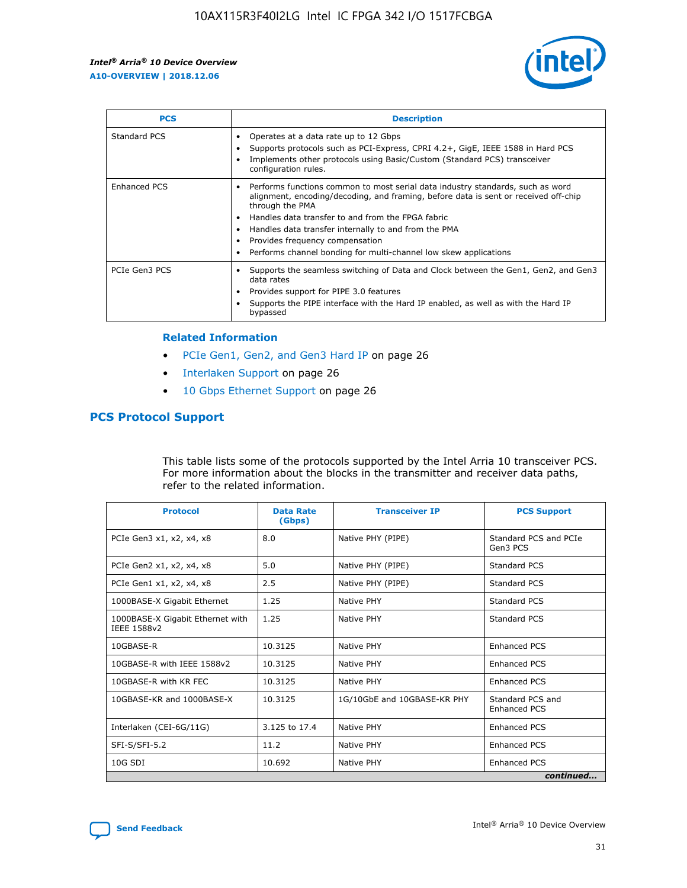| PCS | Description |
| --- | --- |
| Standard PCS | • Operates at a data rate up to 12 Gbps<br>• Supports protocols such as PCI-Express, CPRI 4.2+, GigE, IEEE 1588 in Hard PCS<br>• Implements other protocols using Basic/Custom (Standard PCS) transceiver configuration rules. |
| Enhanced PCS | • Performs functions common to most serial data industry standards, such as word alignment, encoding/decoding, and framing, before data is sent or received off-chip through the PMA<br>• Handles data transfer to and from the FPGA fabric<br>• Handles data transfer internally to and from the PMA<br>• Provides frequency compensation<br>• Performs channel bonding for multi-channel low skew applications |
| PCIe Gen3 PCS | • Supports the seamless switching of Data and Clock between the Gen1, Gen2, and Gen3 data rates<br>• Provides support for PIPE 3.0 features<br>• Supports the PIPE interface with the Hard IP enabled, as well as with the Hard IP bypassed |

### Related Information

- PCIe Gen1, Gen2, and Gen3 Hard IP on page 26
- Interlaken Support on page 26
- 10 Gbps Ethernet Support on page 26

## PCS Protocol Support

This table lists some of the protocols supported by the Intel Arria 10 transceiver PCS. For more information about the blocks in the transmitter and receiver data paths, refer to the related information.

| Protocol | Data Rate (Gbps) | Transceiver IP | PCS Support |
| --- | --- | --- | --- |
| PCIe Gen3 x1, x2, x4, x8 | 8.0 | Native PHY (PIPE) | Standard PCS and PCIe Gen3 PCS |
| PCIe Gen2 x1, x2, x4, x8 | 5.0 | Native PHY (PIPE) | Standard PCS |
| PCIe Gen1 x1, x2, x4, x8 | 2.5 | Native PHY (PIPE) | Standard PCS |
| 1000BASE-X Gigabit Ethernet | 1.25 | Native PHY | Standard PCS |
| 1000BASE-X Gigabit Ethernet with IEEE 1588v2 | 1.25 | Native PHY | Standard PCS |
| 10GBASE-R | 10.3125 | Native PHY | Enhanced PCS |
| 10GBASE-R with IEEE 1588v2 | 10.3125 | Native PHY | Enhanced PCS |
| 10GBASE-R with KR FEC | 10.3125 | Native PHY | Enhanced PCS |
| 10GBASE-KR and 1000BASE-X | 10.3125 | 1G/10GbE and 10GBASE-KR PHY | Standard PCS and Enhanced PCS |
| Interlaken (CEI-6G/11G) | 3.125 to 17.4 | Native PHY | Enhanced PCS |
| SFI-S/SFI-5.2 | 11.2 | Native PHY | Enhanced PCS |
| 10G SDI | 10.692 | Native PHY | Enhanced PCS |

*continued...*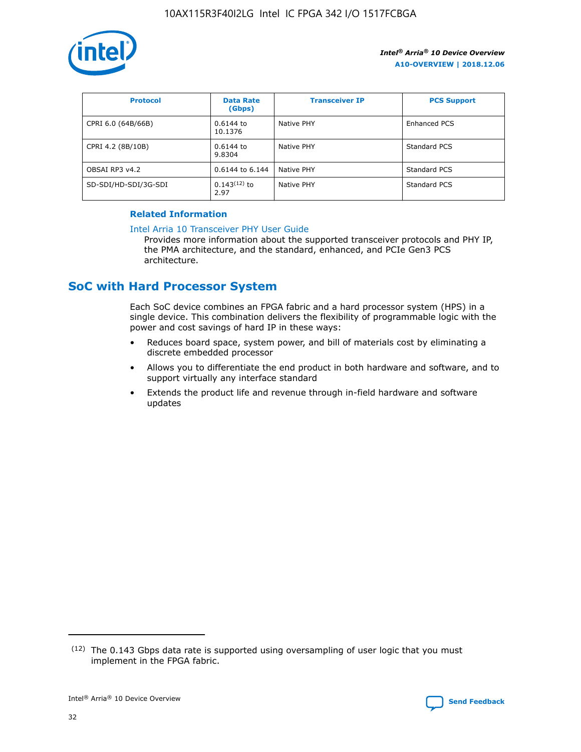| Protocol | Data Rate (Gbps) | Transceiver IP | PCS Support |
| --- | --- | --- | --- |
| CPRI 6.0 (64B/66B) | 0.6144 to 10.1376 | Native PHY | Enhanced PCS |
| CPRI 4.2 (8B/10B) | 0.6144 to 9.8304 | Native PHY | Standard PCS |
| OBSAI RP3 v4.2 | 0.6144 to 6.144 | Native PHY | Standard PCS |
| SD-SDI/HD-SDI/3G-SDI | 0.143[12] to 2.97 | Native PHY | Standard PCS |

**Related Information**

Intel Arria 10 Transceiver PHY User Guide

Provides more information about the supported transceiver protocols and PHY IP, the PMA architecture, and the standard, enhanced, and PCIe Gen3 PCS architecture.

## SoC with Hard Processor System

Each SoC device combines an FPGA fabric and a hard processor system (HPS) in a single device. This combination delivers the flexibility of programmable logic with the power and cost savings of hard IP in these ways:

- Reduces board space, system power, and bill of materials cost by eliminating a discrete embedded processor
- Allows you to differentiate the end product in both hardware and software, and to support virtually any interface standard
- Extends the product life and revenue through in-field hardware and software updates

[12] The 0.143 Gbps data rate is supported using oversampling of user logic that you must implement in the FPGA fabric.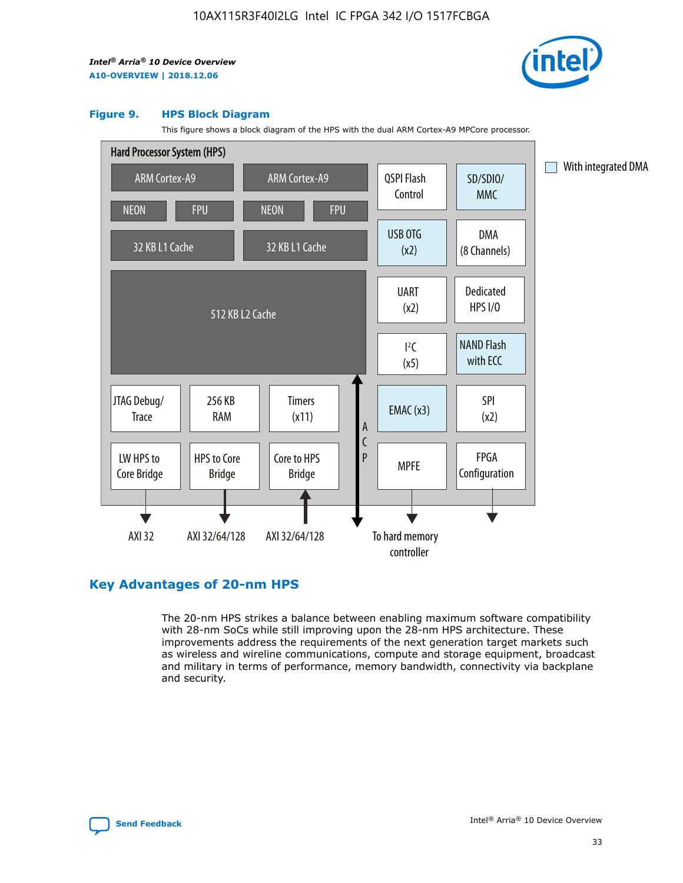**Figure 9. HPS Block Diagram**

This figure shows a block diagram of the HPS with the dual ARM Cortex-A9 MPCore processor.

Hard Processor System (HPS)

ARM Cortex-A9 | ARM Cortex-A9 | QSPI Flash Control | SD/SDIO/MMC

NEON | FPU | NEON | FPU

32 KB L1 Cache | 32 KB L1 Cache | USB OTG (x2) | DMA (8 Channels)

512 KB L2 Cache | UART (x2) | Dedicated HPS I/O | I²C (x5) | NAND Flash with ECC

JTAG Debug/Trace | 256 KB RAM | Timers (x11) | ACP | EMAC (x3) | SPI (x2)

LW HPS to Core Bridge | HPS to Core Bridge | Core to HPS Bridge | MPFE | FPGA Configuration

AXI 32 | AXI 32/64/128 | AXI 32/64/128 | To hard memory controller

With integrated DMA

## Key Advantages of 20-nm HPS

The 20-nm HPS strikes a balance between enabling maximum software compatibility with 28-nm SoCs while still improving upon the 28-nm HPS architecture. These improvements address the requirements of the next generation target markets such as wireless and wireline communications, compute and storage equipment, broadcast and military in terms of performance, memory bandwidth, connectivity via backplane and security.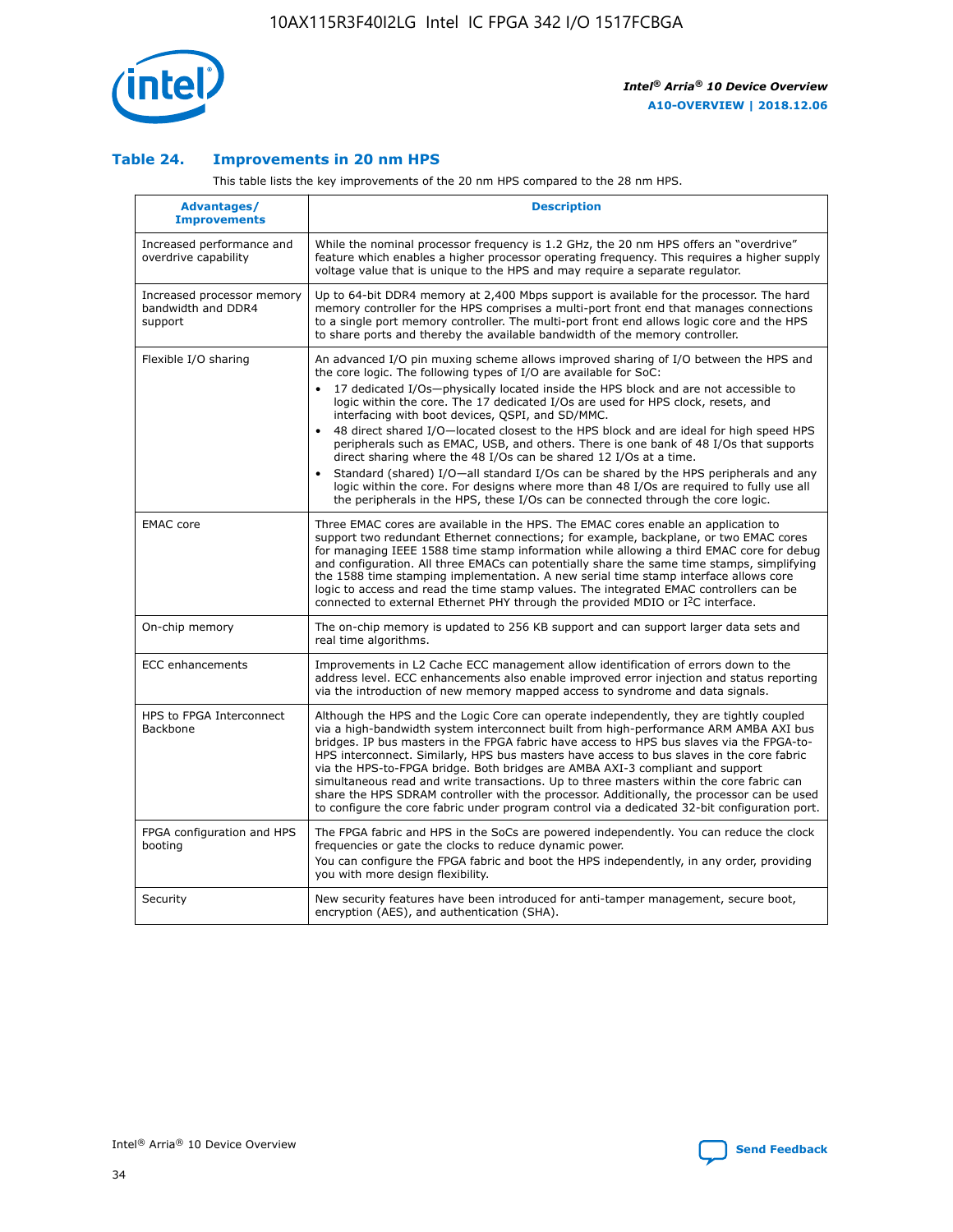### Table 24. Improvements in 20 nm HPS

This table lists the key improvements of the 20 nm HPS compared to the 28 nm HPS.

| Advantages/ Improvements | Description |
| --- | --- |
| Increased performance and overdrive capability | While the nominal processor frequency is 1.2 GHz, the 20 nm HPS offers an "overdrive" feature which enables a higher processor operating frequency. This requires a higher supply voltage value that is unique to the HPS and may require a separate regulator. |
| Increased processor memory bandwidth and DDR4 support | Up to 64-bit DDR4 memory at 2,400 Mbps support is available for the processor. The hard memory controller for the HPS comprises a multi-port front end that manages connections to a single port memory controller. The multi-port front end allows logic core and the HPS to share ports and thereby the available bandwidth of the memory controller. |
| Flexible I/O sharing | An advanced I/O pin muxing scheme allows improved sharing of I/O between the HPS and the core logic. The following types of I/O are available for SoC:<br>• 17 dedicated I/Os—physically located inside the HPS block and are not accessible to logic within the core. The 17 dedicated I/Os are used for HPS clock, resets, and interfacing with boot devices, QSPI, and SD/MMC.<br>• 48 direct shared I/O—located closest to the HPS block and are ideal for high speed HPS peripherals such as EMAC, USB, and others. There is one bank of 48 I/Os that supports direct sharing where the 48 I/Os can be shared 12 I/Os at a time.<br>• Standard (shared) I/O—all standard I/Os can be shared by the HPS peripherals and any logic within the core. For designs where more than 48 I/Os are required to fully use all the peripherals in the HPS, these I/Os can be connected through the core logic. |
| EMAC core | Three EMAC cores are available in the HPS. The EMAC cores enable an application to support two redundant Ethernet connections; for example, backplane, or two EMAC cores for managing IEEE 1588 time stamp information while allowing a third EMAC core for debug and configuration. All three EMACs can potentially share the same time stamps, simplifying the 1588 time stamping implementation. A new serial time stamp interface allows core logic to access and read the time stamp values. The integrated EMAC controllers can be connected to external Ethernet PHY through the provided MDIO or I²C interface. |
| On-chip memory | The on-chip memory is updated to 256 KB support and can support larger data sets and real time algorithms. |
| ECC enhancements | Improvements in L2 Cache ECC management allow identification of errors down to the address level. ECC enhancements also enable improved error injection and status reporting via the introduction of new memory mapped access to syndrome and data signals. |
| HPS to FPGA Interconnect Backbone | Although the HPS and the Logic Core can operate independently, they are tightly coupled via a high-bandwidth system interconnect built from high-performance ARM AMBA AXI bus bridges. IP bus masters in the FPGA fabric have access to HPS bus slaves via the FPGA-to-HPS interconnect. Similarly, HPS bus masters have access to bus slaves in the core fabric via the HPS-to-FPGA bridge. Both bridges are AMBA AXI-3 compliant and support simultaneous read and write transactions. Up to three masters within the core fabric can share the HPS SDRAM controller with the processor. Additionally, the processor can be used to configure the core fabric under program control via a dedicated 32-bit configuration port. |
| FPGA configuration and HPS booting | The FPGA fabric and HPS in the SoCs are powered independently. You can reduce the clock frequencies or gate the clocks to reduce dynamic power.<br>You can configure the FPGA fabric and boot the HPS independently, in any order, providing you with more design flexibility. |
| Security | New security features have been introduced for anti-tamper management, secure boot, encryption (AES), and authentication (SHA). |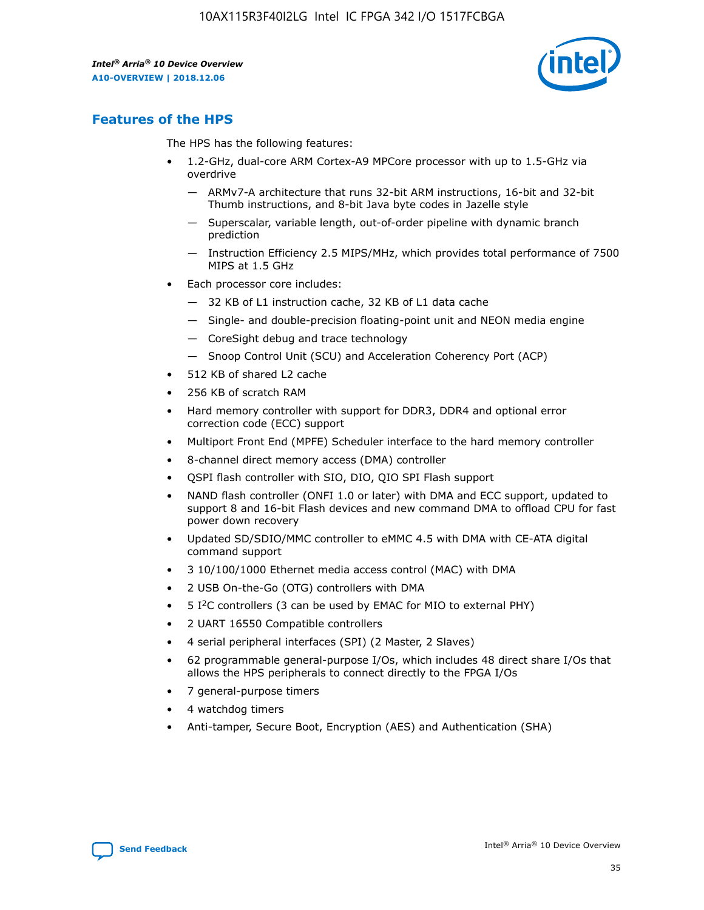## Features of the HPS

The HPS has the following features:

- 1.2-GHz, dual-core ARM Cortex-A9 MPCore processor with up to 1.5-GHz via overdrive
  - — ARMv7-A architecture that runs 32-bit ARM instructions, 16-bit and 32-bit Thumb instructions, and 8-bit Java byte codes in Jazelle style
  - — Superscalar, variable length, out-of-order pipeline with dynamic branch prediction
  - — Instruction Efficiency 2.5 MIPS/MHz, which provides total performance of 7500 MIPS at 1.5 GHz
- Each processor core includes:
  - — 32 KB of L1 instruction cache, 32 KB of L1 data cache
  - — Single- and double-precision floating-point unit and NEON media engine
  - — CoreSight debug and trace technology
  - — Snoop Control Unit (SCU) and Acceleration Coherency Port (ACP)
- 512 KB of shared L2 cache
- 256 KB of scratch RAM
- Hard memory controller with support for DDR3, DDR4 and optional error correction code (ECC) support
- Multiport Front End (MPFE) Scheduler interface to the hard memory controller
- 8-channel direct memory access (DMA) controller
- QSPI flash controller with SIO, DIO, QIO SPI Flash support
- NAND flash controller (ONFI 1.0 or later) with DMA and ECC support, updated to support 8 and 16-bit Flash devices and new command DMA to offload CPU for fast power down recovery
- Updated SD/SDIO/MMC controller to eMMC 4.5 with DMA with CE-ATA digital command support
- 3 10/100/1000 Ethernet media access control (MAC) with DMA
- 2 USB On-the-Go (OTG) controllers with DMA
- 5 I$^2$C controllers (3 can be used by EMAC for MIO to external PHY)
- 2 UART 16550 Compatible controllers
- 4 serial peripheral interfaces (SPI) (2 Master, 2 Slaves)
- 62 programmable general-purpose I/Os, which includes 48 direct share I/Os that allows the HPS peripherals to connect directly to the FPGA I/Os
- 7 general-purpose timers
- 4 watchdog timers
- Anti-tamper, Secure Boot, Encryption (AES) and Authentication (SHA)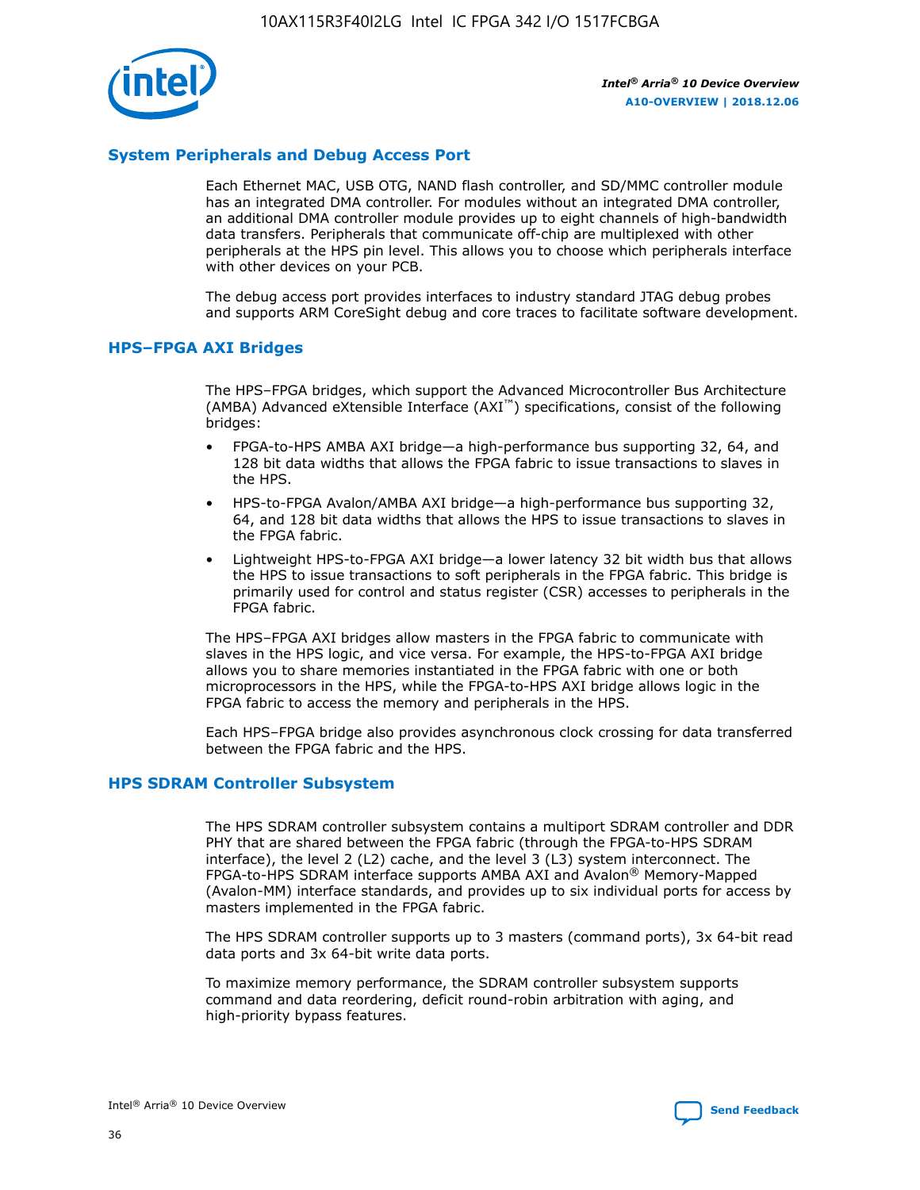## System Peripherals and Debug Access Port

Each Ethernet MAC, USB OTG, NAND flash controller, and SD/MMC controller module has an integrated DMA controller. For modules without an integrated DMA controller, an additional DMA controller module provides up to eight channels of high-bandwidth data transfers. Peripherals that communicate off-chip are multiplexed with other peripherals at the HPS pin level. This allows you to choose which peripherals interface with other devices on your PCB.

The debug access port provides interfaces to industry standard JTAG debug probes and supports ARM CoreSight debug and core traces to facilitate software development.

## HPS–FPGA AXI Bridges

The HPS–FPGA bridges, which support the Advanced Microcontroller Bus Architecture (AMBA) Advanced eXtensible Interface (AXI™) specifications, consist of the following bridges:

- FPGA-to-HPS AMBA AXI bridge—a high-performance bus supporting 32, 64, and 128 bit data widths that allows the FPGA fabric to issue transactions to slaves in the HPS.
- HPS-to-FPGA Avalon/AMBA AXI bridge—a high-performance bus supporting 32, 64, and 128 bit data widths that allows the HPS to issue transactions to slaves in the FPGA fabric.
- Lightweight HPS-to-FPGA AXI bridge—a lower latency 32 bit width bus that allows the HPS to issue transactions to soft peripherals in the FPGA fabric. This bridge is primarily used for control and status register (CSR) accesses to peripherals in the FPGA fabric.

The HPS–FPGA AXI bridges allow masters in the FPGA fabric to communicate with slaves in the HPS logic, and vice versa. For example, the HPS-to-FPGA AXI bridge allows you to share memories instantiated in the FPGA fabric with one or both microprocessors in the HPS, while the FPGA-to-HPS AXI bridge allows logic in the FPGA fabric to access the memory and peripherals in the HPS.

Each HPS–FPGA bridge also provides asynchronous clock crossing for data transferred between the FPGA fabric and the HPS.

## HPS SDRAM Controller Subsystem

The HPS SDRAM controller subsystem contains a multiport SDRAM controller and DDR PHY that are shared between the FPGA fabric (through the FPGA-to-HPS SDRAM interface), the level 2 (L2) cache, and the level 3 (L3) system interconnect. The FPGA-to-HPS SDRAM interface supports AMBA AXI and Avalon® Memory-Mapped (Avalon-MM) interface standards, and provides up to six individual ports for access by masters implemented in the FPGA fabric.

The HPS SDRAM controller supports up to 3 masters (command ports), 3x 64-bit read data ports and 3x 64-bit write data ports.

To maximize memory performance, the SDRAM controller subsystem supports command and data reordering, deficit round-robin arbitration with aging, and high-priority bypass features.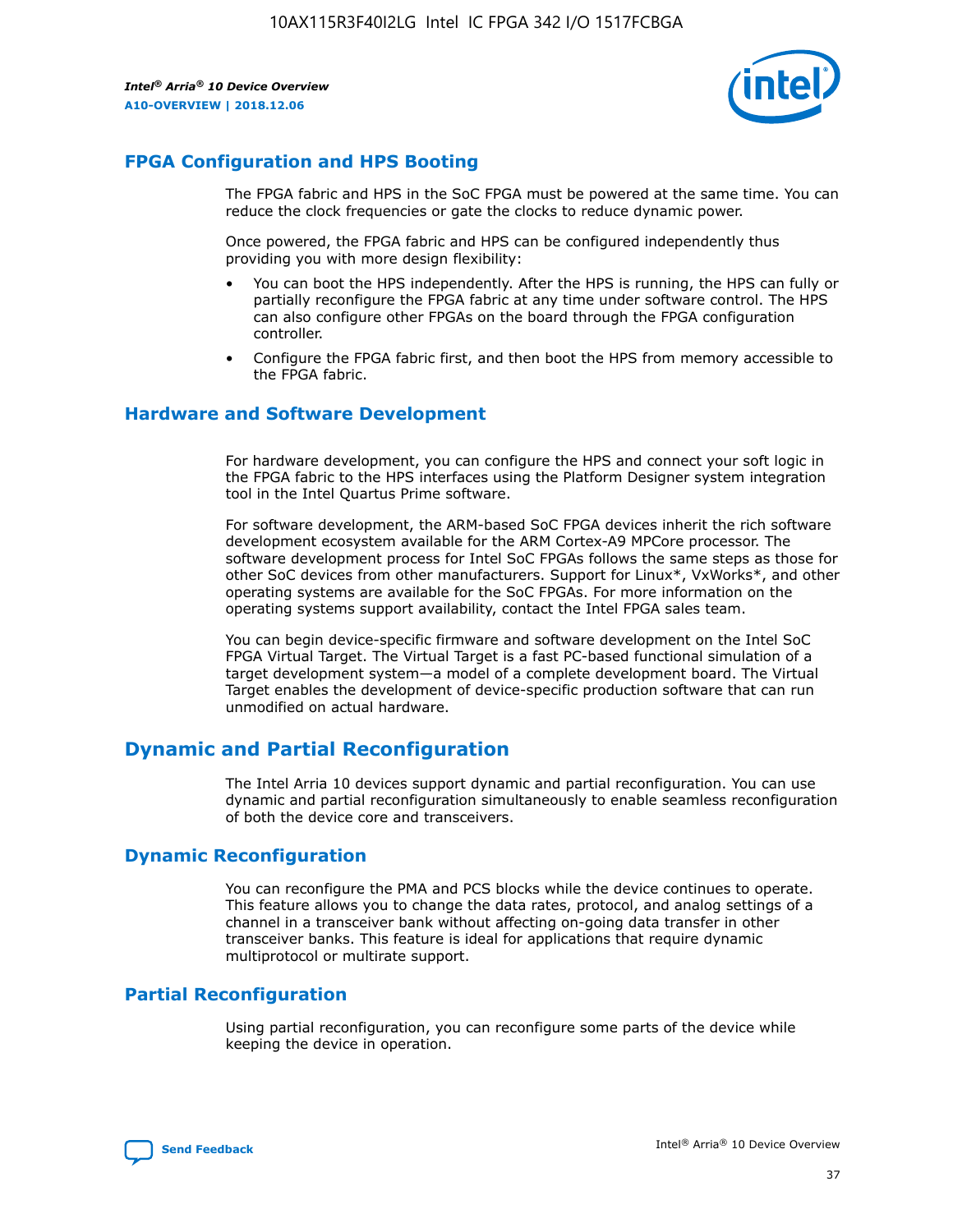## FPGA Configuration and HPS Booting

The FPGA fabric and HPS in the SoC FPGA must be powered at the same time. You can reduce the clock frequencies or gate the clocks to reduce dynamic power.

Once powered, the FPGA fabric and HPS can be configured independently thus providing you with more design flexibility:

- You can boot the HPS independently. After the HPS is running, the HPS can fully or partially reconfigure the FPGA fabric at any time under software control. The HPS can also configure other FPGAs on the board through the FPGA configuration controller.
- Configure the FPGA fabric first, and then boot the HPS from memory accessible to the FPGA fabric.

## Hardware and Software Development

For hardware development, you can configure the HPS and connect your soft logic in the FPGA fabric to the HPS interfaces using the Platform Designer system integration tool in the Intel Quartus Prime software.

For software development, the ARM-based SoC FPGA devices inherit the rich software development ecosystem available for the ARM Cortex-A9 MPCore processor. The software development process for Intel SoC FPGAs follows the same steps as those for other SoC devices from other manufacturers. Support for Linux*, VxWorks*, and other operating systems are available for the SoC FPGAs. For more information on the operating systems support availability, contact the Intel FPGA sales team.

You can begin device-specific firmware and software development on the Intel SoC FPGA Virtual Target. The Virtual Target is a fast PC-based functional simulation of a target development system—a model of a complete development board. The Virtual Target enables the development of device-specific production software that can run unmodified on actual hardware.

# Dynamic and Partial Reconfiguration

The Intel Arria 10 devices support dynamic and partial reconfiguration. You can use dynamic and partial reconfiguration simultaneously to enable seamless reconfiguration of both the device core and transceivers.

## Dynamic Reconfiguration

You can reconfigure the PMA and PCS blocks while the device continues to operate. This feature allows you to change the data rates, protocol, and analog settings of a channel in a transceiver bank without affecting on-going data transfer in other transceiver banks. This feature is ideal for applications that require dynamic multiprotocol or multirate support.

## Partial Reconfiguration

Using partial reconfiguration, you can reconfigure some parts of the device while keeping the device in operation.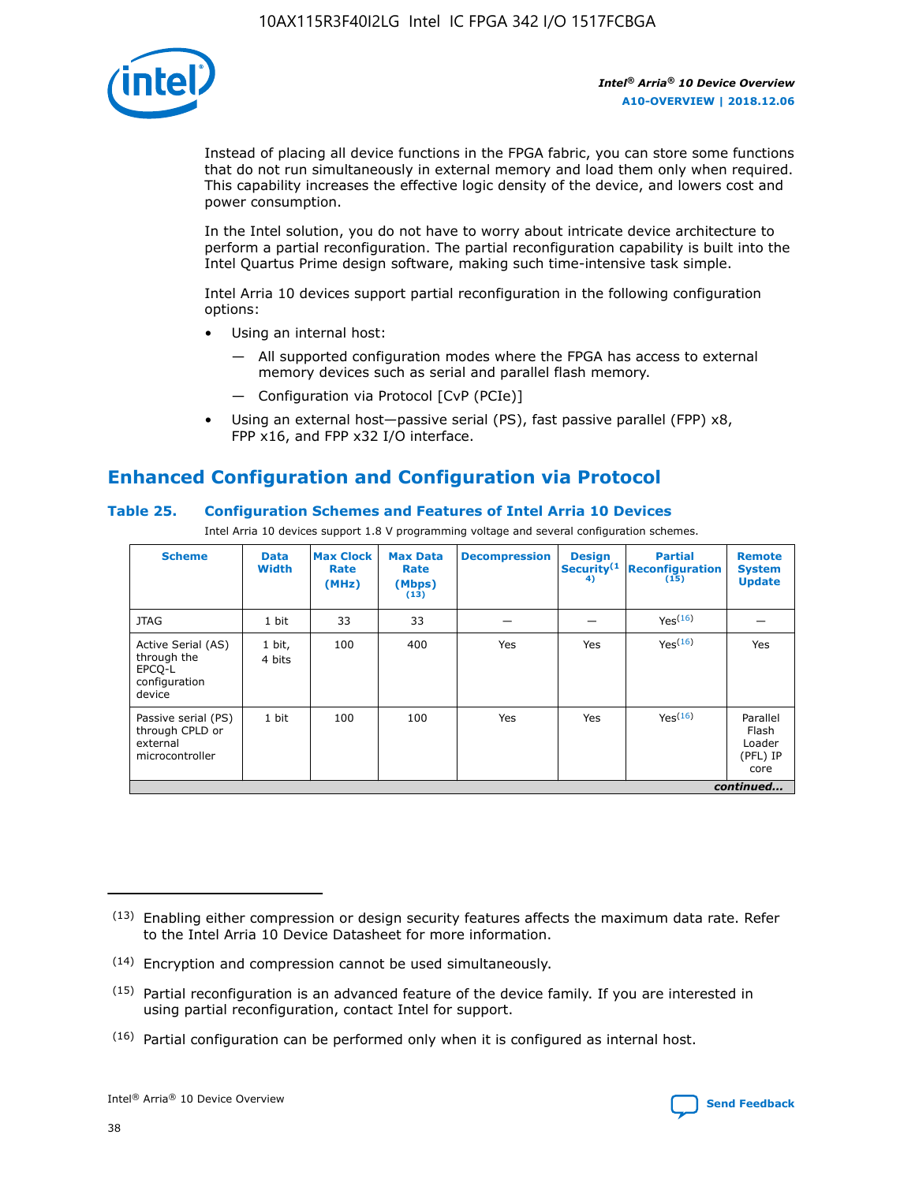Instead of placing all device functions in the FPGA fabric, you can store some functions that do not run simultaneously in external memory and load them only when required. This capability increases the effective logic density of the device, and lowers cost and power consumption.

In the Intel solution, you do not have to worry about intricate device architecture to perform a partial reconfiguration. The partial reconfiguration capability is built into the Intel Quartus Prime design software, making such time-intensive task simple.

Intel Arria 10 devices support partial reconfiguration in the following configuration options:

- Using an internal host:
  - All supported configuration modes where the FPGA has access to external memory devices such as serial and parallel flash memory.
  - Configuration via Protocol [CvP (PCIe)]
- Using an external host—passive serial (PS), fast passive parallel (FPP) x8, FPP x16, and FPP x32 I/O interface.

## Enhanced Configuration and Configuration via Protocol

### Table 25. Configuration Schemes and Features of Intel Arria 10 Devices

Intel Arria 10 devices support 1.8 V programming voltage and several configuration schemes.

| Scheme | Data Width | Max Clock Rate (MHz) | Max Data Rate (Mbps) (13) | Decompression | Design Security (14) | Partial Reconfiguration (15) | Remote System Update |
|---|---|---|---|---|---|---|---|
| JTAG | 1 bit | 33 | 33 | — | — | Yes (16) | — |
| Active Serial (AS) through the EPCQ-L configuration device | 1 bit, 4 bits | 100 | 400 | Yes | Yes | Yes (16) | Yes |
| Passive serial (PS) through CPLD or external microcontroller | 1 bit | 100 | 100 | Yes | Yes | Yes (16) | Parallel Flash Loader (PFL) IP core |

*continued...*

(13) Enabling either compression or design security features affects the maximum data rate. Refer to the Intel Arria 10 Device Datasheet for more information.

(14) Encryption and compression cannot be used simultaneously.

(15) Partial reconfiguration is an advanced feature of the device family. If you are interested in using partial reconfiguration, contact Intel for support.

(16) Partial configuration can be performed only when it is configured as internal host.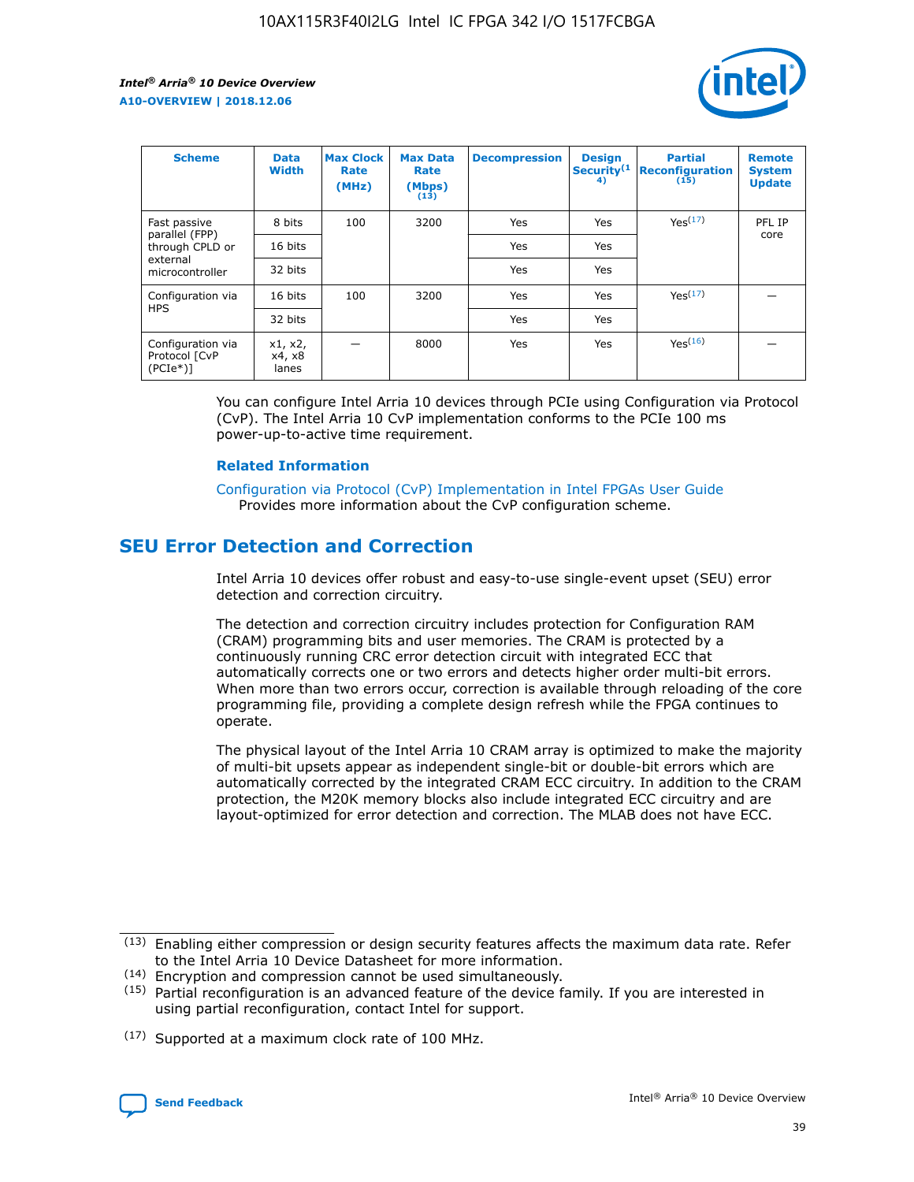| Scheme | Data Width | Max Clock Rate (MHz) | Max Data Rate (Mbps)(13) | Decompression | Design Security(14) | Partial Reconfiguration(15) | Remote System Update |
|---|---|---|---|---|---|---|---|
| Fast passive parallel (FPP) through CPLD or external microcontroller | 8 bits | 100 | 3200 | Yes | Yes | Yes(17) | PFL IP core |
| | 16 bits | | | Yes | Yes | | |
| | 32 bits | | | Yes | Yes | | |
| Configuration via HPS | 16 bits | 100 | 3200 | Yes | Yes | Yes(17) | — |
| | 32 bits | | | Yes | Yes | | |
| Configuration via Protocol [CvP (PCIe*)] | x1, x2, x4, x8 lanes | — | 8000 | Yes | Yes | Yes(16) | — |

You can configure Intel Arria 10 devices through PCIe using Configuration via Protocol (CvP). The Intel Arria 10 CvP implementation conforms to the PCIe 100 ms power-up-to-active time requirement.

### Related Information

Configuration via Protocol (CvP) Implementation in Intel FPGAs User Guide
Provides more information about the CvP configuration scheme.

## SEU Error Detection and Correction

Intel Arria 10 devices offer robust and easy-to-use single-event upset (SEU) error detection and correction circuitry.

The detection and correction circuitry includes protection for Configuration RAM (CRAM) programming bits and user memories. The CRAM is protected by a continuously running CRC error detection circuit with integrated ECC that automatically corrects one or two errors and detects higher order multi-bit errors. When more than two errors occur, correction is available through reloading of the core programming file, providing a complete design refresh while the FPGA continues to operate.

The physical layout of the Intel Arria 10 CRAM array is optimized to make the majority of multi-bit upsets appear as independent single-bit or double-bit errors which are automatically corrected by the integrated CRAM ECC circuitry. In addition to the CRAM protection, the M20K memory blocks also include integrated ECC circuitry and are layout-optimized for error detection and correction. The MLAB does not have ECC.

(13) Enabling either compression or design security features affects the maximum data rate. Refer to the Intel Arria 10 Device Datasheet for more information.

(14) Encryption and compression cannot be used simultaneously.

(15) Partial reconfiguration is an advanced feature of the device family. If you are interested in using partial reconfiguration, contact Intel for support.

(17) Supported at a maximum clock rate of 100 MHz.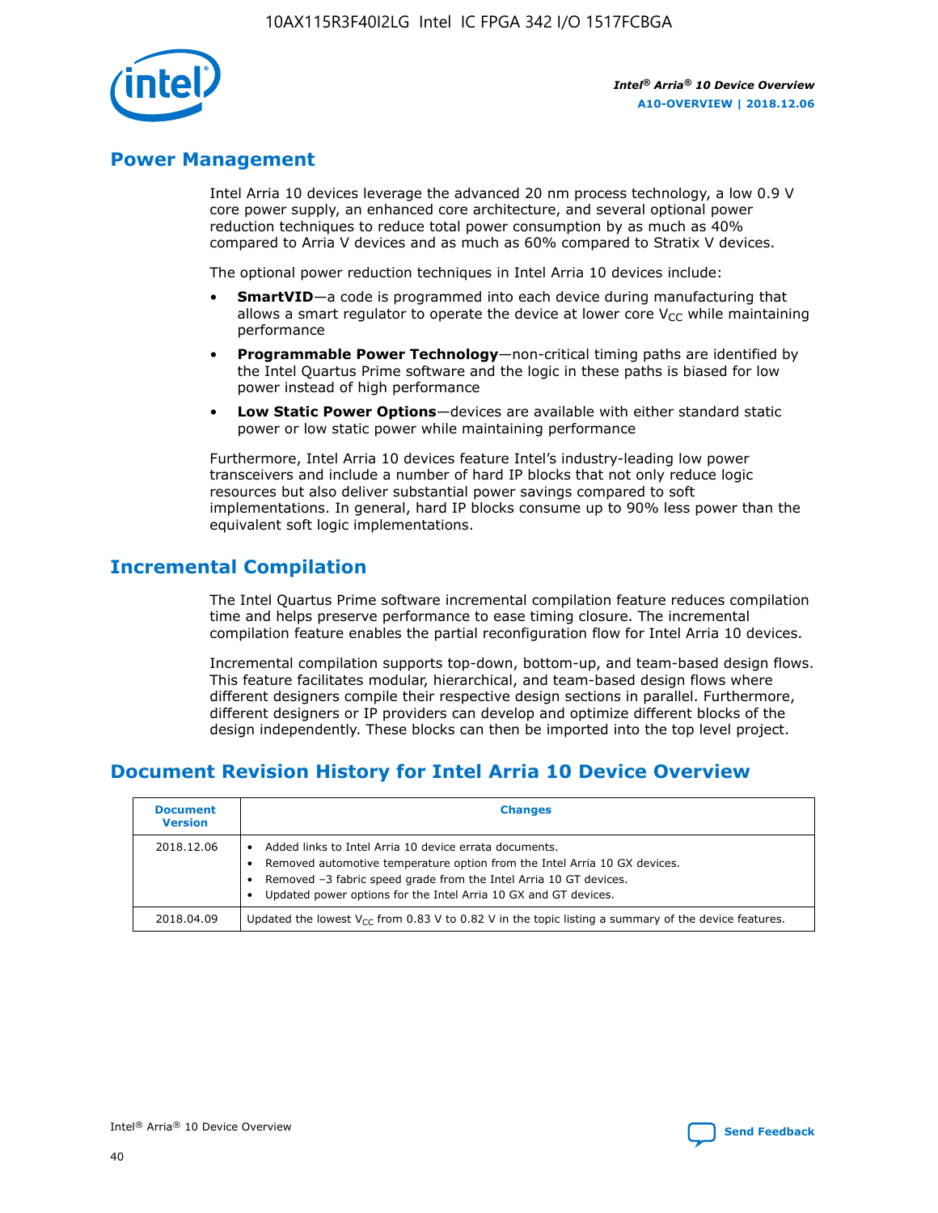## Power Management

Intel Arria 10 devices leverage the advanced 20 nm process technology, a low 0.9 V core power supply, an enhanced core architecture, and several optional power reduction techniques to reduce total power consumption by as much as 40% compared to Arria V devices and as much as 60% compared to Stratix V devices.

The optional power reduction techniques in Intel Arria 10 devices include:

- **SmartVID**—a code is programmed into each device during manufacturing that allows a smart regulator to operate the device at lower core $V_{CC}$ while maintaining performance
- **Programmable Power Technology**—non-critical timing paths are identified by the Intel Quartus Prime software and the logic in these paths is biased for low power instead of high performance
- **Low Static Power Options**—devices are available with either standard static power or low static power while maintaining performance

Furthermore, Intel Arria 10 devices feature Intel's industry-leading low power transceivers and include a number of hard IP blocks that not only reduce logic resources but also deliver substantial power savings compared to soft implementations. In general, hard IP blocks consume up to 90% less power than the equivalent soft logic implementations.

## Incremental Compilation

The Intel Quartus Prime software incremental compilation feature reduces compilation time and helps preserve performance to ease timing closure. The incremental compilation feature enables the partial reconfiguration flow for Intel Arria 10 devices.

Incremental compilation supports top-down, bottom-up, and team-based design flows. This feature facilitates modular, hierarchical, and team-based design flows where different designers compile their respective design sections in parallel. Furthermore, different designers or IP providers can develop and optimize different blocks of the design independently. These blocks can then be imported into the top level project.

## Document Revision History for Intel Arria 10 Device Overview

| Document Version | Changes |
| --- | --- |
| 2018.12.06 | • Added links to Intel Arria 10 device errata documents.<br>• Removed automotive temperature option from the Intel Arria 10 GX devices.<br>• Removed –3 fabric speed grade from the Intel Arria 10 GT devices.<br>• Updated power options for the Intel Arria 10 GX and GT devices. |
| 2018.04.09 | Updated the lowest $V_{CC}$ from 0.83 V to 0.82 V in the topic listing a summary of the device features. |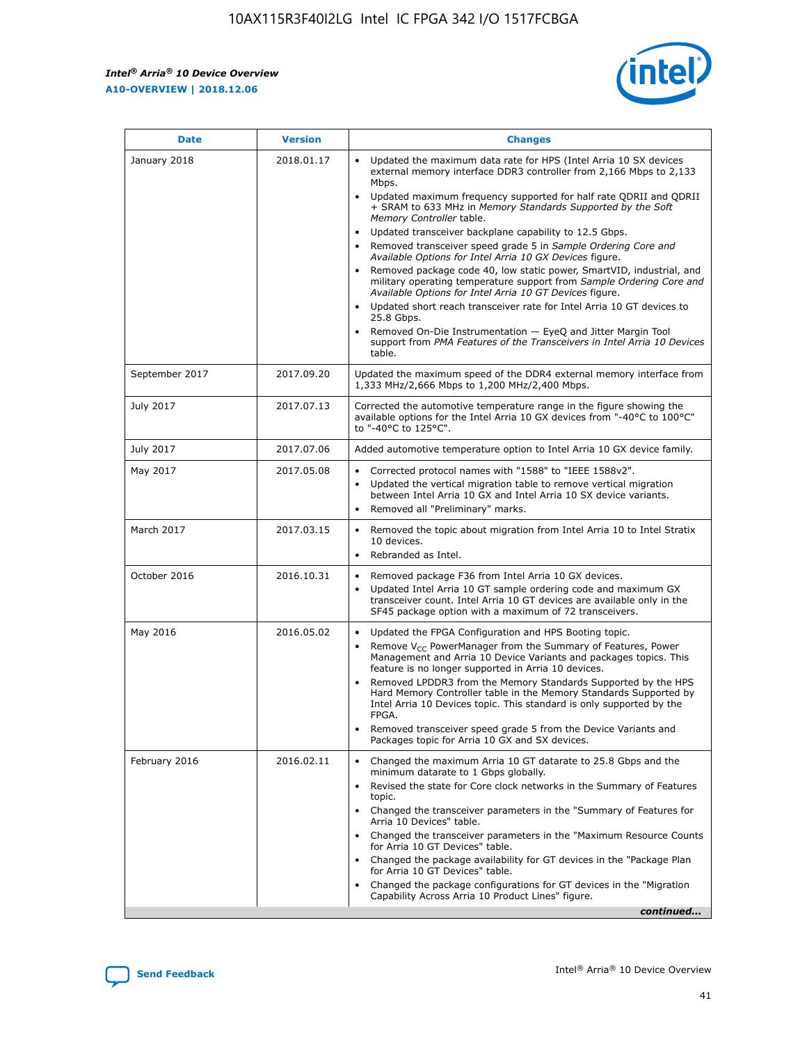| Date | Version | Changes |
| --- | --- | --- |
| January 2018 | 2018.01.17 | • Updated the maximum data rate for HPS (Intel Arria 10 SX devices external memory interface DDR3 controller from 2,166 Mbps to 2,133 Mbps.<br>• Updated maximum frequency supported for half rate QDRII and QDRII + SRAM to 633 MHz in *Memory Standards Supported by the Soft Memory Controller* table.<br>• Updated transceiver backplane capability to 12.5 Gbps.<br>• Removed transceiver speed grade 5 in *Sample Ordering Core and Available Options for Intel Arria 10 GX Devices* figure.<br>• Removed package code 40, low static power, SmartVID, industrial, and military operating temperature support from *Sample Ordering Core and Available Options for Intel Arria 10 GT Devices* figure.<br>• Updated short reach transceiver rate for Intel Arria 10 GT devices to 25.8 Gbps.<br>• Removed On-Die Instrumentation — EyeQ and Jitter Margin Tool support from *PMA Features of the Transceivers in Intel Arria 10 Devices* table. |
| September 2017 | 2017.09.20 | Updated the maximum speed of the DDR4 external memory interface from 1,333 MHz/2,666 Mbps to 1,200 MHz/2,400 Mbps. |
| July 2017 | 2017.07.13 | Corrected the automotive temperature range in the figure showing the available options for the Intel Arria 10 GX devices from "-40°C to 100°C" to "-40°C to 125°C". |
| July 2017 | 2017.07.06 | Added automotive temperature option to Intel Arria 10 GX device family. |
| May 2017 | 2017.05.08 | • Corrected protocol names with "1588" to "IEEE 1588v2".<br>• Updated the vertical migration table to remove vertical migration between Intel Arria 10 GX and Intel Arria 10 SX device variants.<br>• Removed all "Preliminary" marks. |
| March 2017 | 2017.03.15 | • Removed the topic about migration from Intel Arria 10 to Intel Stratix 10 devices.<br>• Rebranded as Intel. |
| October 2016 | 2016.10.31 | • Removed package F36 from Intel Arria 10 GX devices.<br>• Updated Intel Arria 10 GT sample ordering code and maximum GX transceiver count. Intel Arria 10 GT devices are available only in the SF45 package option with a maximum of 72 transceivers. |
| May 2016 | 2016.05.02 | • Updated the FPGA Configuration and HPS Booting topic.<br>• Remove $V_{CC}$ PowerManager from the Summary of Features, Power Management and Arria 10 Device Variants and packages topics. This feature is no longer supported in Arria 10 devices.<br>• Removed LPDDR3 from the Memory Standards Supported by the HPS Hard Memory Controller table in the Memory Standards Supported by Intel Arria 10 Devices topic. This standard is only supported by the FPGA.<br>• Removed transceiver speed grade 5 from the Device Variants and Packages topic for Arria 10 GX and SX devices. |
| February 2016 | 2016.02.11 | • Changed the maximum Arria 10 GT datarate to 25.8 Gbps and the minimum datarate to 1 Gbps globally.<br>• Revised the state for Core clock networks in the Summary of Features topic.<br>• Changed the transceiver parameters in the "Summary of Features for Arria 10 Devices" table.<br>• Changed the transceiver parameters in the "Maximum Resource Counts for Arria 10 GT Devices" table.<br>• Changed the package availability for GT devices in the "Package Plan for Arria 10 GT Devices" table.<br>• Changed the package configurations for GT devices in the "Migration Capability Across Arria 10 Product Lines" figure. |

*continued...*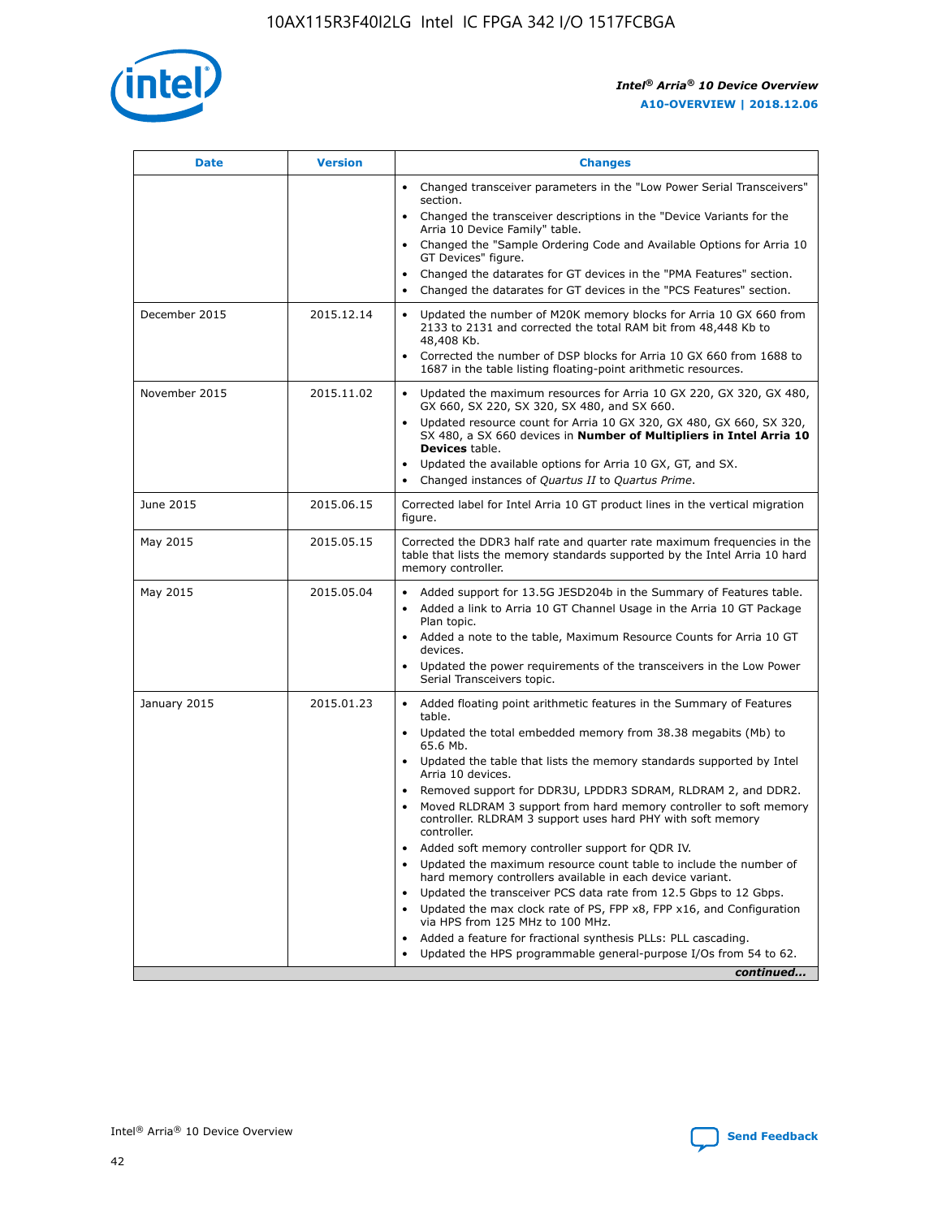| Date | Version | Changes |
| --- | --- | --- |
| | | • Changed transceiver parameters in the "Low Power Serial Transceivers" section.<br>• Changed the transceiver descriptions in the "Device Variants for the Arria 10 Device Family" table.<br>• Changed the "Sample Ordering Code and Available Options for Arria 10 GT Devices" figure.<br>• Changed the datarates for GT devices in the "PMA Features" section.<br>• Changed the datarates for GT devices in the "PCS Features" section. |
| December 2015 | 2015.12.14 | • Updated the number of M20K memory blocks for Arria 10 GX 660 from 2133 to 2131 and corrected the total RAM bit from 48,448 Kb to 48,408 Kb.<br>• Corrected the number of DSP blocks for Arria 10 GX 660 from 1688 to 1687 in the table listing floating-point arithmetic resources. |
| November 2015 | 2015.11.02 | • Updated the maximum resources for Arria 10 GX 220, GX 320, GX 480, GX 660, SX 220, SX 320, SX 480, and SX 660.<br>• Updated resource count for Arria 10 GX 320, GX 480, GX 660, SX 320, SX 480, a SX 660 devices in **Number of Multipliers in Intel Arria 10 Devices** table.<br>• Updated the available options for Arria 10 GX, GT, and SX.<br>• Changed instances of *Quartus II* to *Quartus Prime*. |
| June 2015 | 2015.06.15 | Corrected label for Intel Arria 10 GT product lines in the vertical migration figure. |
| May 2015 | 2015.05.15 | Corrected the DDR3 half rate and quarter rate maximum frequencies in the table that lists the memory standards supported by the Intel Arria 10 hard memory controller. |
| May 2015 | 2015.05.04 | • Added support for 13.5G JESD204b in the Summary of Features table.<br>• Added a link to Arria 10 GT Channel Usage in the Arria 10 GT Package Plan topic.<br>• Added a note to the table, Maximum Resource Counts for Arria 10 GT devices.<br>• Updated the power requirements of the transceivers in the Low Power Serial Transceivers topic. |
| January 2015 | 2015.01.23 | • Added floating point arithmetic features in the Summary of Features table.<br>• Updated the total embedded memory from 38.38 megabits (Mb) to 65.6 Mb.<br>• Updated the table that lists the memory standards supported by Intel Arria 10 devices.<br>• Removed support for DDR3U, LPDDR3 SDRAM, RLDRAM 2, and DDR2.<br>• Moved RLDRAM 3 support from hard memory controller to soft memory controller. RLDRAM 3 support uses hard PHY with soft memory controller.<br>• Added soft memory controller support for QDR IV.<br>• Updated the maximum resource count table to include the number of hard memory controllers available in each device variant.<br>• Updated the transceiver PCS data rate from 12.5 Gbps to 12 Gbps.<br>• Updated the max clock rate of PS, FPP x8, FPP x16, and Configuration via HPS from 125 MHz to 100 MHz.<br>• Added a feature for fractional synthesis PLLs: PLL cascading.<br>• Updated the HPS programmable general-purpose I/Os from 54 to 62. |

*continued...*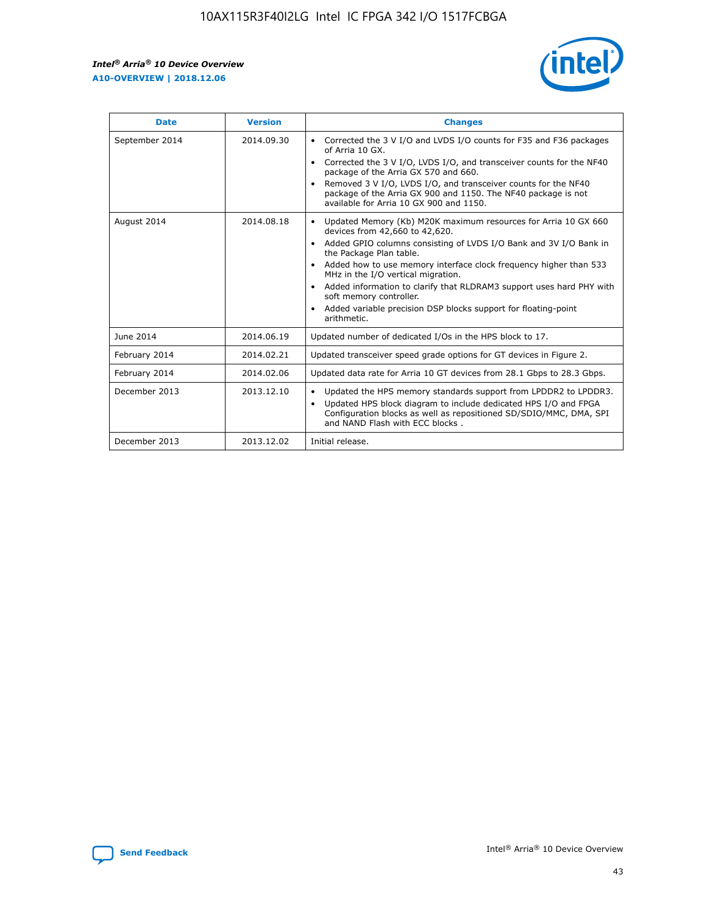| Date | Version | Changes |
| --- | --- | --- |
| September 2014 | 2014.09.30 | • Corrected the 3 V I/O and LVDS I/O counts for F35 and F36 packages of Arria 10 GX.<br>• Corrected the 3 V I/O, LVDS I/O, and transceiver counts for the NF40 package of the Arria GX 570 and 660.<br>• Removed 3 V I/O, LVDS I/O, and transceiver counts for the NF40 package of the Arria GX 900 and 1150. The NF40 package is not available for Arria 10 GX 900 and 1150. |
| August 2014 | 2014.08.18 | • Updated Memory (Kb) M20K maximum resources for Arria 10 GX 660 devices from 42,660 to 42,620.<br>• Added GPIO columns consisting of LVDS I/O Bank and 3V I/O Bank in the Package Plan table.<br>• Added how to use memory interface clock frequency higher than 533 MHz in the I/O vertical migration.<br>• Added information to clarify that RLDRAM3 support uses hard PHY with soft memory controller.<br>• Added variable precision DSP blocks support for floating-point arithmetic. |
| June 2014 | 2014.06.19 | Updated number of dedicated I/Os in the HPS block to 17. |
| February 2014 | 2014.02.21 | Updated transceiver speed grade options for GT devices in Figure 2. |
| February 2014 | 2014.02.06 | Updated data rate for Arria 10 GT devices from 28.1 Gbps to 28.3 Gbps. |
| December 2013 | 2013.12.10 | • Updated the HPS memory standards support from LPDDR2 to LPDDR3.<br>• Updated HPS block diagram to include dedicated HPS I/O and FPGA Configuration blocks as well as repositioned SD/SDIO/MMC, DMA, SPI and NAND Flash with ECC blocks . |
| December 2013 | 2013.12.02 | Initial release. |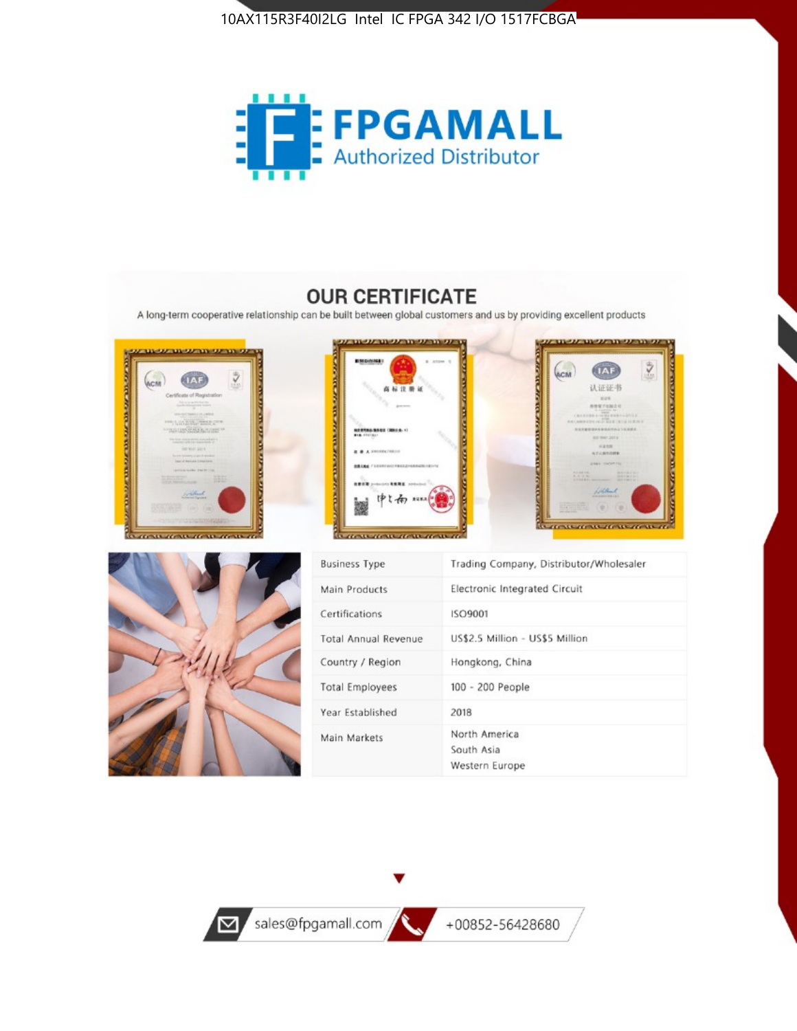FPGAMALL
Authorized Distributor

## OUR CERTIFICATE

A long-term cooperative relationship can be built between global customers and us by providing excellent products

| | |
|---|---|
| Business Type | Trading Company, Distributor/Wholesaler |
| Main Products | Electronic Integrated Circuit |
| Certifications | ISO9001 |
| Total Annual Revenue | US$2.5 Million - US$5 Million |
| Country / Region | Hongkong, China |
| Total Employees | 100 - 200 People |
| Year Established | 2018 |
| Main Markets | North America<br>South Asia<br>Western Europe |

sales@fpgamall.com

+00852-56428680